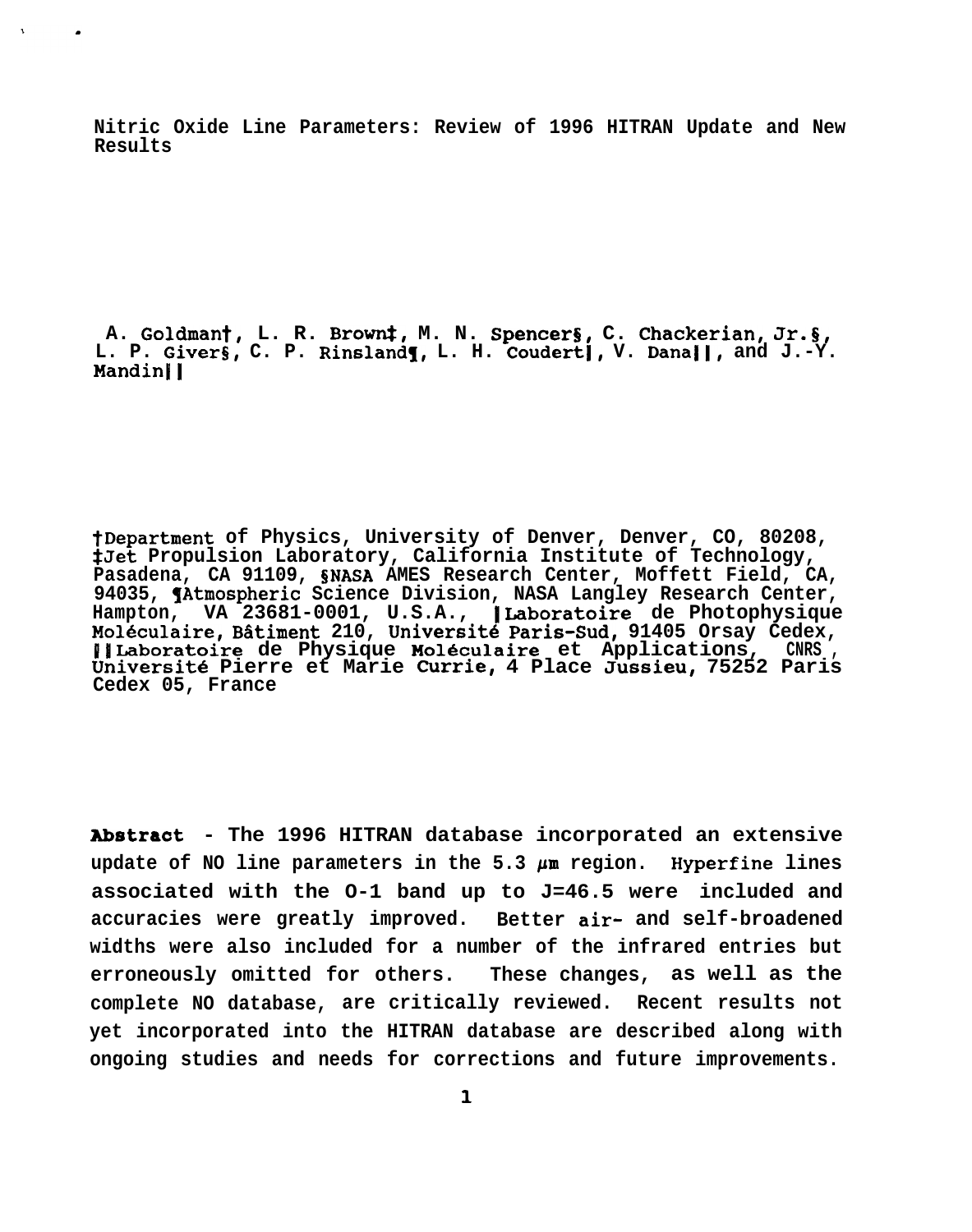# Nitric Oxide Line Parameters: Review of 1996 HITRAN Update and New Results

A. Goldman†, L. R. Brown‡, M. N. Spencer§, C. Chackerian, Jr.§, L. P. Giver§, C. P. Rinsland¶, L. H. Coudert‖, V. Dana‖‖, and J.-Y. Mandin‖‖

†Department of Physics, University of Denver, Denver, CO, 80208, ‡Jet Propulsion Laboratory, California Institute of Technology, Pasadena, CA 91109, §NASA AMES Research Center, Moffett Field, CA, 94035, ¶Atmospheric Science Division, NASA Langley Research Center, Hampton, VA 23681-0001, U.S.A., ‖Laboratoire de Photophysique Moléculaire, Bâtiment 210, Université Paris-Sud, 91405 Orsay Cedex, ‖‖Laboratoire de Physique Moléculaire et Applications, CNRS, Université Pierre et Marie Currie, 4 Place Jussieu, 75252 Paris Cedex 05, France

**Abstract** - The 1996 HITRAN database incorporated an extensive update of NO line parameters in the 5.3 $\mu m$ region. Hyperfine lines associated with the 0-1 band up to J=46.5 were included and accuracies were greatly improved. Better air- and self-broadened widths were also included for a number of the infrared entries but erroneously omitted for others. These changes, as well as the complete NO database, are critically reviewed. Recent results not yet incorporated into the HITRAN database are described along with ongoing studies and needs for corrections and future improvements.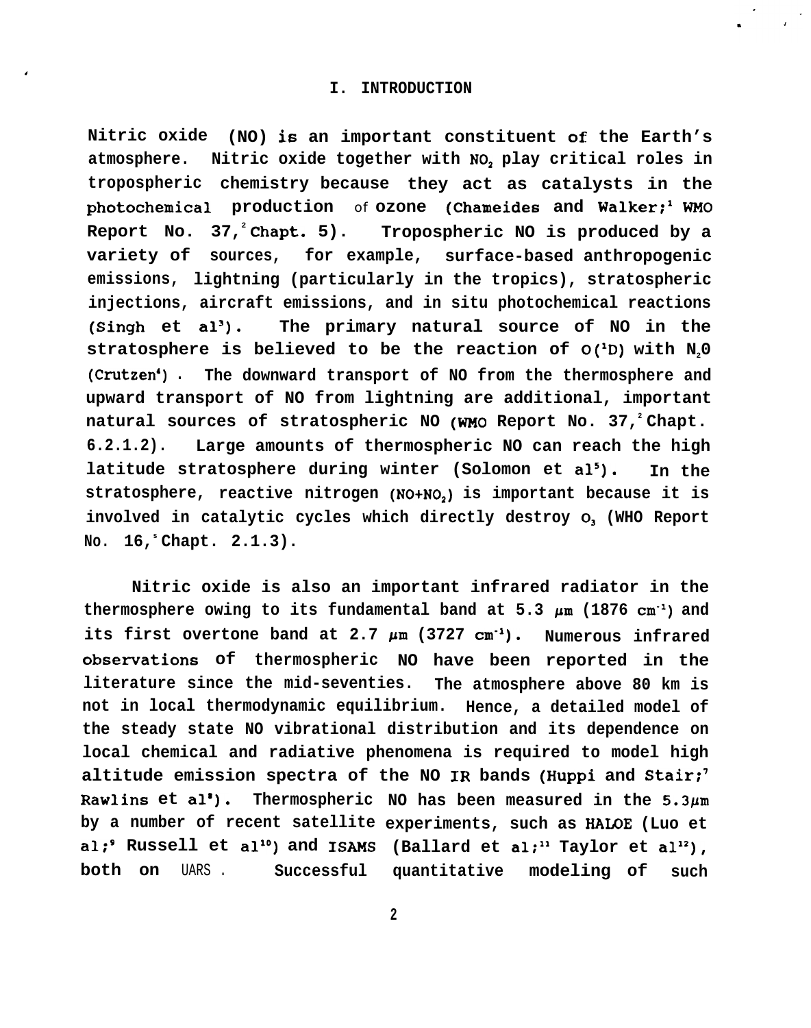# I. INTRODUCTION

Nitric oxide (NO) is an important constituent of the Earth's atmosphere. Nitric oxide together with $NO_2$ play critical roles in tropospheric chemistry because they act as catalysts in the photochemical production of ozone (Chameides and Walker;[1] WMO Report No. 37,[2] Chapt. 5). Tropospheric NO is produced by a variety of sources, for example, surface-based anthropogenic emissions, lightning (particularly in the tropics), stratospheric injections, aircraft emissions, and in situ photochemical reactions (Singh et al[3]). The primary natural source of NO in the stratosphere is believed to be the reaction of $O(^1D)$ with $N_2O$ (Crutzen[4]). The downward transport of NO from the thermosphere and upward transport of NO from lightning are additional, important natural sources of stratospheric NO (WMO Report No. 37,[2] Chapt. 6.2.1.2). Large amounts of thermospheric NO can reach the high latitude stratosphere during winter (Solomon et al[5]). In the stratosphere, reactive nitrogen ($NO+NO_2$) is important because it is involved in catalytic cycles which directly destroy $O_3$ (WHO Report No. 16,[6] Chapt. 2.1.3).

Nitric oxide is also an important infrared radiator in the thermosphere owing to its fundamental band at 5.3 $\mu m$ (1876 $cm^{-1}$) and its first overtone band at 2.7 $\mu m$ (3727 $cm^{-1}$). Numerous infrared observations of thermospheric NO have been reported in the literature since the mid-seventies. The atmosphere above 80 km is not in local thermodynamic equilibrium. Hence, a detailed model of the steady state NO vibrational distribution and its dependence on local chemical and radiative phenomena is required to model high altitude emission spectra of the NO IR bands (Huppi and Stair;[7] Rawlins et al[8]). Thermospheric NO has been measured in the 5.3$\mu m$ by a number of recent satellite experiments, such as HALOE (Luo et al;[9] Russell et al[10]) and ISAMS (Ballard et al;[11] Taylor et al[12]), both on UARS. Successful quantitative modeling of such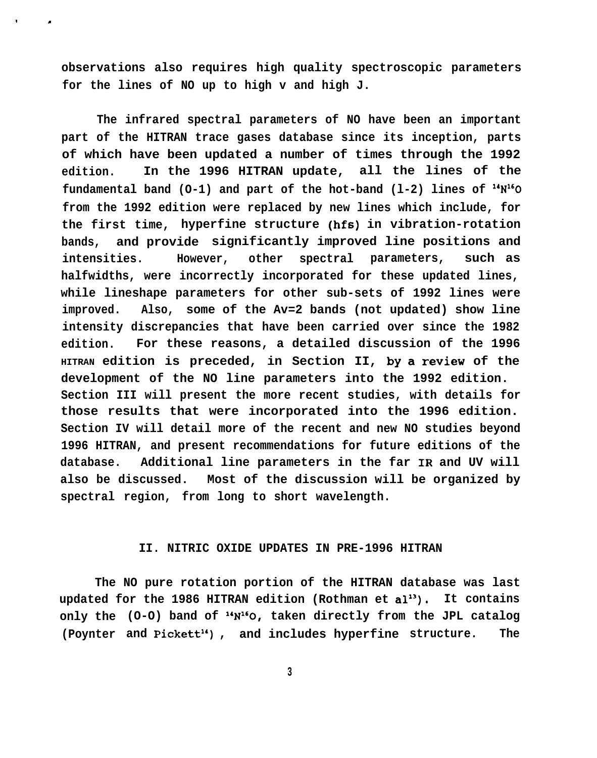observations also requires high quality spectroscopic parameters for the lines of NO up to high v and high J.

The infrared spectral parameters of NO have been an important part of the HITRAN trace gases database since its inception, parts of which have been updated a number of times through the 1992 edition. In the 1996 HITRAN update, all the lines of the fundamental band (0-1) and part of the hot-band (1-2) lines of $^{14}N^{16}O$ from the 1992 edition were replaced by new lines which include, for the first time, hyperfine structure (hfs) in vibration-rotation bands, and provide significantly improved line positions and intensities. However, other spectral parameters, such as halfwidths, were incorrectly incorporated for these updated lines, while lineshape parameters for other sub-sets of 1992 lines were improved. Also, some of the $\Delta v=2$ bands (not updated) show line intensity discrepancies that have been carried over since the 1982 edition. For these reasons, a detailed discussion of the 1996 HITRAN edition is preceded, in Section II, by a review of the development of the NO line parameters into the 1992 edition. Section III will present the more recent studies, with details for those results that were incorporated into the 1996 edition. Section IV will detail more of the recent and new NO studies beyond 1996 HITRAN, and present recommendations for future editions of the database. Additional line parameters in the far IR and UV will also be discussed. Most of the discussion will be organized by spectral region, from long to short wavelength.

## II. NITRIC OXIDE UPDATES IN PRE-1996 HITRAN

The NO pure rotation portion of the HITRAN database was last updated for the 1986 HITRAN edition (Rothman et al[13]). It contains only the (0-0) band of $^{14}N^{16}O$, taken directly from the JPL catalog (Poynter and Pickett[14]), and includes hyperfine structure. The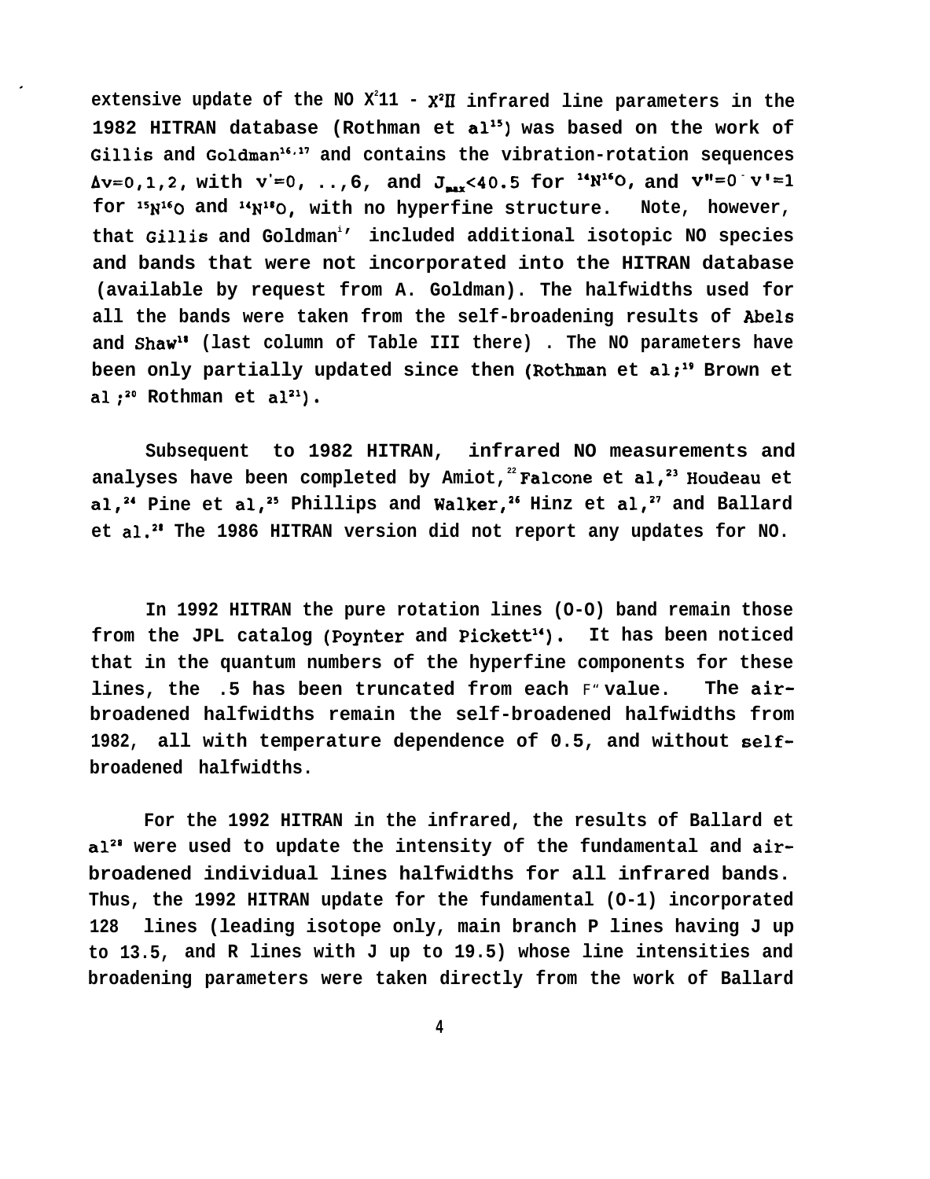extensive update of the NO $X^2\Pi$ - $X^2\Pi$ infrared line parameters in the 1982 HITRAN database (Rothman et al[15]) was based on the work of Gillis and Goldman[16,17] and contains the vibration-rotation sequences $\Delta v$=0,1,2, with $v'$=0, ..,6, and $J_{max}$<40.5 for $^{14}N^{16}O$, and $v''$=0 - $v'$=1 for $^{15}N^{16}O$ and $^{14}N^{18}O$, with no hyperfine structure. Note, however, that Gillis and Goldman[17] included additional isotopic NO species and bands that were not incorporated into the HITRAN database (available by request from A. Goldman). The halfwidths used for all the bands were taken from the self-broadening results of Abels and Shaw[18] (last column of Table III there) . The NO parameters have been only partially updated since then (Rothman et al;[19] Brown et al ;[20] Rothman et al[21]).

Subsequent to 1982 HITRAN, infrared NO measurements and analyses have been completed by Amiot,[22] Falcone et al,[23] Houdeau et al,[24] Pine et al,[25] Phillips and Walker,[26] Hinz et al,[27] and Ballard et al.[28] The 1986 HITRAN version did not report any updates for NO.

In 1992 HITRAN the pure rotation lines (O-O) band remain those from the JPL catalog (Poynter and Pickett[14]). It has been noticed that in the quantum numbers of the hyperfine components for these lines, the .5 has been truncated from each F" value. The air-broadened halfwidths remain the self-broadened halfwidths from 1982, all with temperature dependence of 0.5, and without self-broadened halfwidths.

For the 1992 HITRAN in the infrared, the results of Ballard et al[28] were used to update the intensity of the fundamental and air-broadened individual lines halfwidths for all infrared bands. Thus, the 1992 HITRAN update for the fundamental (O-1) incorporated 128 lines (leading isotope only, main branch P lines having J up to 13.5, and R lines with J up to 19.5) whose line intensities and broadening parameters were taken directly from the work of Ballard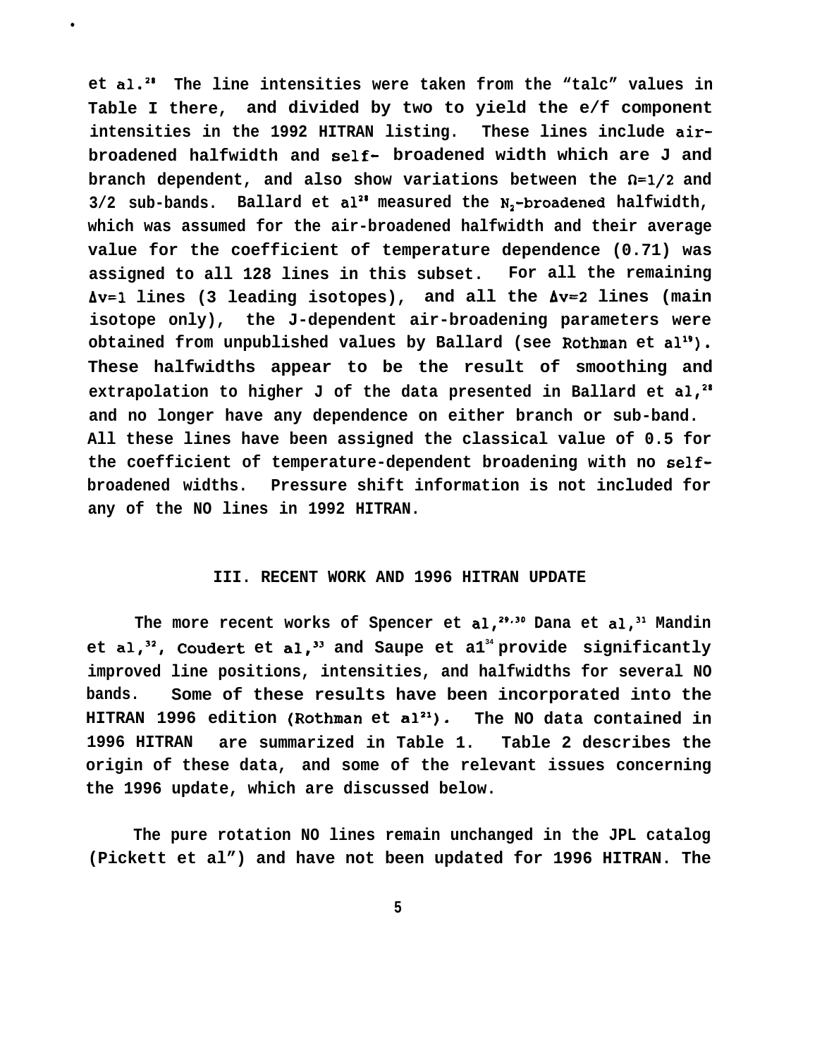et al.[28] The line intensities were taken from the "talc" values in Table I there, and divided by two to yield the e/f component intensities in the 1992 HITRAN listing. These lines include air-broadened halfwidth and self- broadened width which are J and branch dependent, and also show variations between the $\Omega=1/2$ and 3/2 sub-bands. Ballard et al[28] measured the $N_2$-broadened halfwidth, which was assumed for the air-broadened halfwidth and their average value for the coefficient of temperature dependence (0.71) was assigned to all 128 lines in this subset. For all the remaining $\Delta v=1$ lines (3 leading isotopes), and all the $\Delta v=2$ lines (main isotope only), the J-dependent air-broadening parameters were obtained from unpublished values by Ballard (see Rothman et al[19]). These halfwidths appear to be the result of smoothing and extrapolation to higher J of the data presented in Ballard et al,[28] and no longer have any dependence on either branch or sub-band. All these lines have been assigned the classical value of 0.5 for the coefficient of temperature-dependent broadening with no self-broadened widths. Pressure shift information is not included for any of the NO lines in 1992 HITRAN.

## III. RECENT WORK AND 1996 HITRAN UPDATE

The more recent works of Spencer et al,[29,30] Dana et al,[31] Mandin et al,[32], Coudert et al,[33] and Saupe et al[34] provide significantly improved line positions, intensities, and halfwidths for several NO bands. Some of these results have been incorporated into the HITRAN 1996 edition (Rothman et al[21]). The NO data contained in 1996 HITRAN are summarized in Table 1. Table 2 describes the origin of these data, and some of the relevant issues concerning the 1996 update, which are discussed below.

The pure rotation NO lines remain unchanged in the JPL catalog (Pickett et al") and have not been updated for 1996 HITRAN. The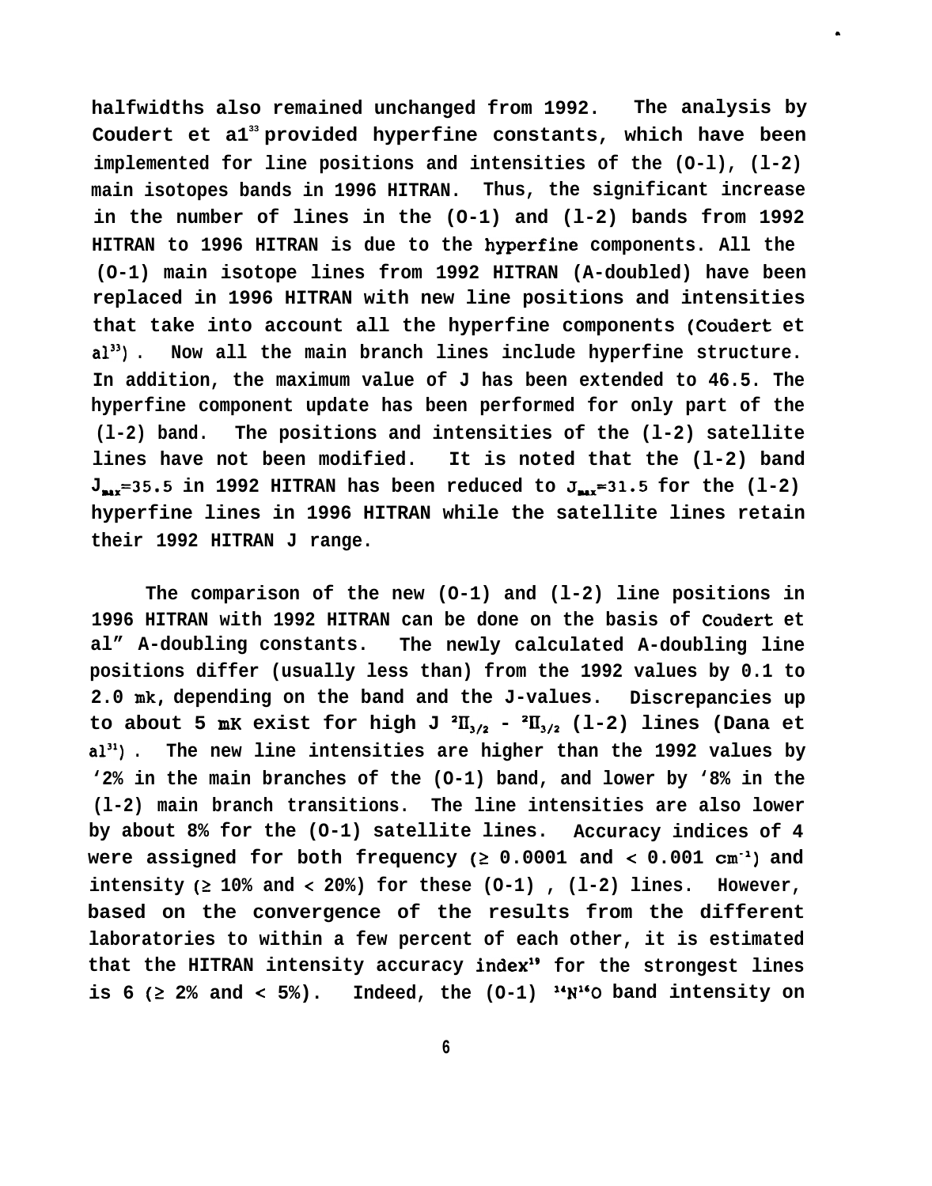halfwidths also remained unchanged from 1992. The analysis by Coudert et al[33] provided hyperfine constants, which have been implemented for line positions and intensities of the (0-1), (1-2) main isotopes bands in 1996 HITRAN. Thus, the significant increase in the number of lines in the (0-1) and (1-2) bands from 1992 HITRAN to 1996 HITRAN is due to the hyperfine components. All the (0-1) main isotope lines from 1992 HITRAN (Λ-doubled) have been replaced in 1996 HITRAN with new line positions and intensities that take into account all the hyperfine components (Coudert et al[33]). Now all the main branch lines include hyperfine structure. In addition, the maximum value of J has been extended to 46.5. The hyperfine component update has been performed for only part of the (1-2) band. The positions and intensities of the (1-2) satellite lines have not been modified. It is noted that the (1-2) band $J_{max}$=35.5 in 1992 HITRAN has been reduced to $J_{max}$=31.5 for the (1-2) hyperfine lines in 1996 HITRAN while the satellite lines retain their 1992 HITRAN J range.

The comparison of the new (0-1) and (1-2) line positions in 1996 HITRAN with 1992 HITRAN can be done on the basis of Coudert et al" Λ-doubling constants. The newly calculated Λ-doubling line positions differ (usually less than) from the 1992 values by 0.1 to 2.0 mK, depending on the band and the J-values. Discrepancies up to about 5 mK exist for high J $^2\Pi_{3/2}$ - $^2\Pi_{3/2}$ (1-2) lines (Dana et al[31]). The new line intensities are higher than the 1992 values by '2% in the main branches of the (0-1) band, and lower by '8% in the (1-2) main branch transitions. The line intensities are also lower by about 8% for the (0-1) satellite lines. Accuracy indices of 4 were assigned for both frequency (≥ 0.0001 and < 0.001 $cm^{-1}$) and intensity (≥ 10% and < 20%) for these (0-1), (1-2) lines. However, based on the convergence of the results from the different laboratories to within a few percent of each other, it is estimated that the HITRAN intensity accuracy index[19] for the strongest lines is 6 (≥ 2% and < 5%). Indeed, the (0-1) $^{14}N^{16}O$ band intensity on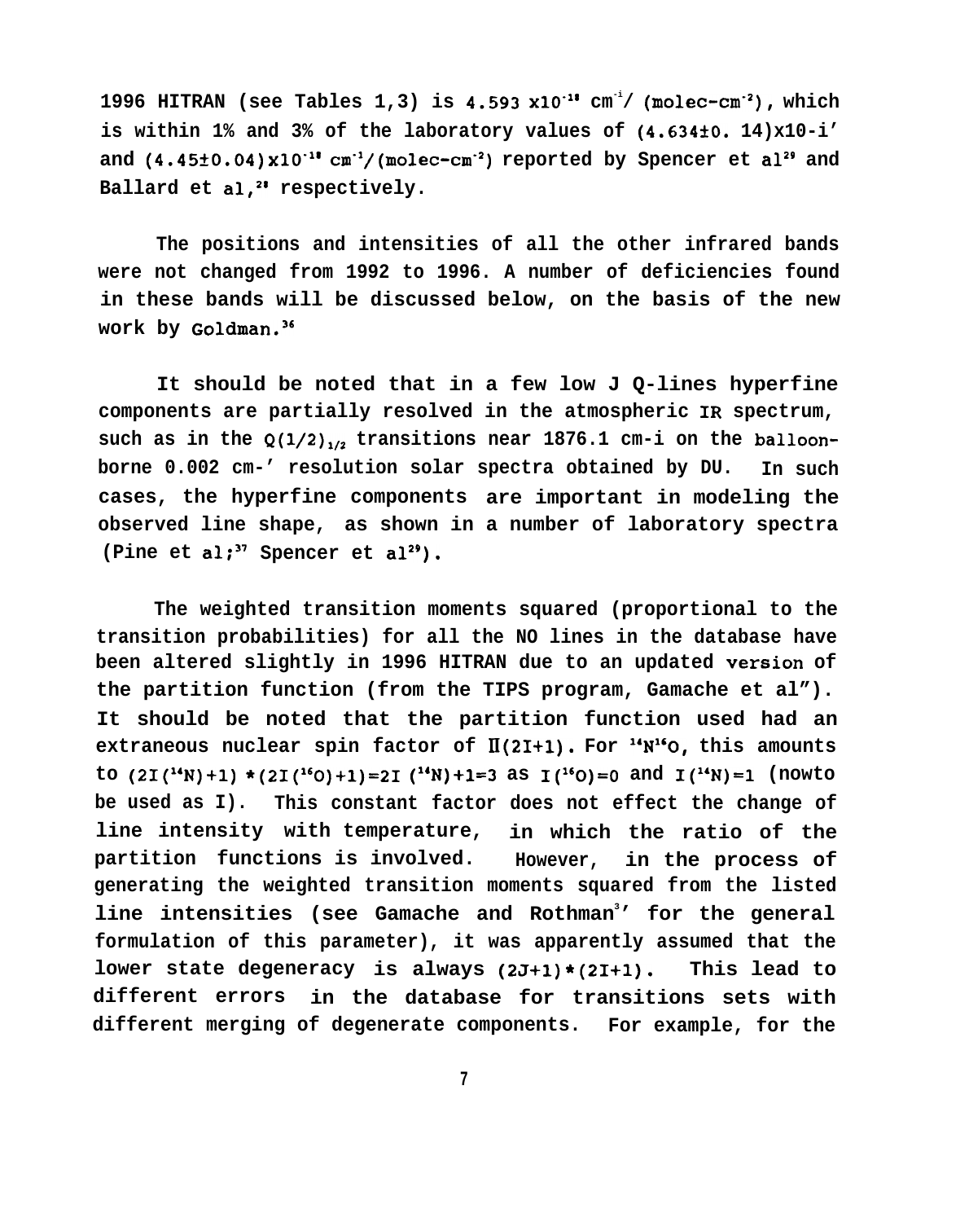1996 HITRAN (see Tables 1,3) is $4.593 \times 10^{-18}$ $cm^{-1}/(molec\text{-}cm^{-2})$, which is within 1% and 3% of the laboratory values of $(4.634 \pm 0.14) \times 10^{-18}$ and $(4.45 \pm 0.04) \times 10^{-18}$ $cm^{-1}/(molec\text{-}cm^{-2})$ reported by Spencer et al[29] and Ballard et al,[28] respectively.

The positions and intensities of all the other infrared bands were not changed from 1992 to 1996. A number of deficiencies found in these bands will be discussed below, on the basis of the new work by Goldman.[36]

It should be noted that in a few low J Q-lines hyperfine components are partially resolved in the atmospheric IR spectrum, such as in the $Q(1/2)_{1/2}$ transitions near 1876.1 cm-i on the balloon-borne 0.002 cm-' resolution solar spectra obtained by DU. In such cases, the hyperfine components are important in modeling the observed line shape, as shown in a number of laboratory spectra (Pine et al;[37] Spencer et al[29]).

The weighted transition moments squared (proportional to the transition probabilities) for all the NO lines in the database have been altered slightly in 1996 HITRAN due to an updated version of the partition function (from the TIPS program, Gamache et al"). It should be noted that the partition function used had an extraneous nuclear spin factor of $\Pi(2I+1)$. For $^{14}N^{16}O$, this amounts to $(2I(^{14}N)+1)*(2I(^{16}O)+1)=2I(^{14}N)+1=3$ as $I(^{16}O)=0$ and $I(^{14}N)=1$ (nowto be used as I). This constant factor does not effect the change of line intensity with temperature, in which the ratio of the partition functions is involved. However, in the process of generating the weighted transition moments squared from the listed line intensities (see Gamache and Rothman[3]' for the general formulation of this parameter), it was apparently assumed that the lower state degeneracy is always $(2J+1)*(2I+1)$. This lead to different errors in the database for transitions sets with different merging of degenerate components. For example, for the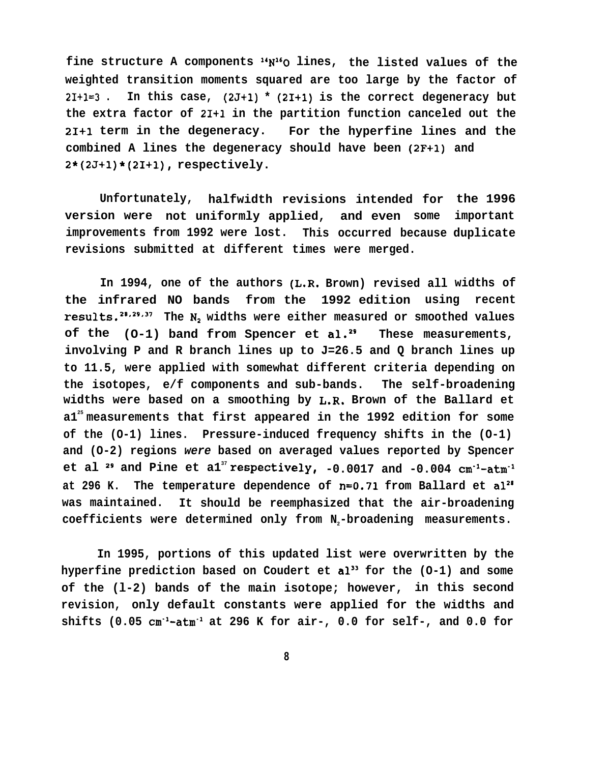fine structure A components $^{14}N^{16}O$ lines, the listed values of the weighted transition moments squared are too large by the factor of $2I+1=3$. In this case, $(2J+1) * (2I+1)$ is the correct degeneracy but the extra factor of $2I+1$ in the partition function canceled out the $2I+1$ term in the degeneracy. For the hyperfine lines and the combined A lines the degeneracy should have been $(2F+1)$ and $2*(2J+1)*(2I+1)$, respectively.

Unfortunately, halfwidth revisions intended for the 1996 version were not uniformly applied, and even some important improvements from 1992 were lost. This occurred because duplicate revisions submitted at different times were merged.

In 1994, one of the authors (L.R. Brown) revised all widths of the infrared NO bands from the 1992 edition using recent results.[28,29,37] The $N_2$ widths were either measured or smoothed values of the (0-1) band from Spencer et al.[29] These measurements, involving P and R branch lines up to J=26.5 and Q branch lines up to 11.5, were applied with somewhat different criteria depending on the isotopes, e/f components and sub-bands. The self-broadening widths were based on a smoothing by L.R. Brown of the Ballard et al[25] measurements that first appeared in the 1992 edition for some of the (0-1) lines. Pressure-induced frequency shifts in the (0-1) and (0-2) regions *were* based on averaged values reported by Spencer et al [29] and Pine et al[37] respectively, -0.0017 and -0.004 $cm^{-1}$-$atm^{-1}$ at 296 K. The temperature dependence of n=0.71 from Ballard et al[28] was maintained. It should be reemphasized that the air-broadening coefficients were determined only from $N_2$-broadening measurements.

In 1995, portions of this updated list were overwritten by the hyperfine prediction based on Coudert et al[33] for the (0-1) and some of the (1-2) bands of the main isotope; however, in this second revision, only default constants were applied for the widths and shifts (0.05 $cm^{-1}$-$atm^{-1}$ at 296 K for air-, 0.0 for self-, and 0.0 for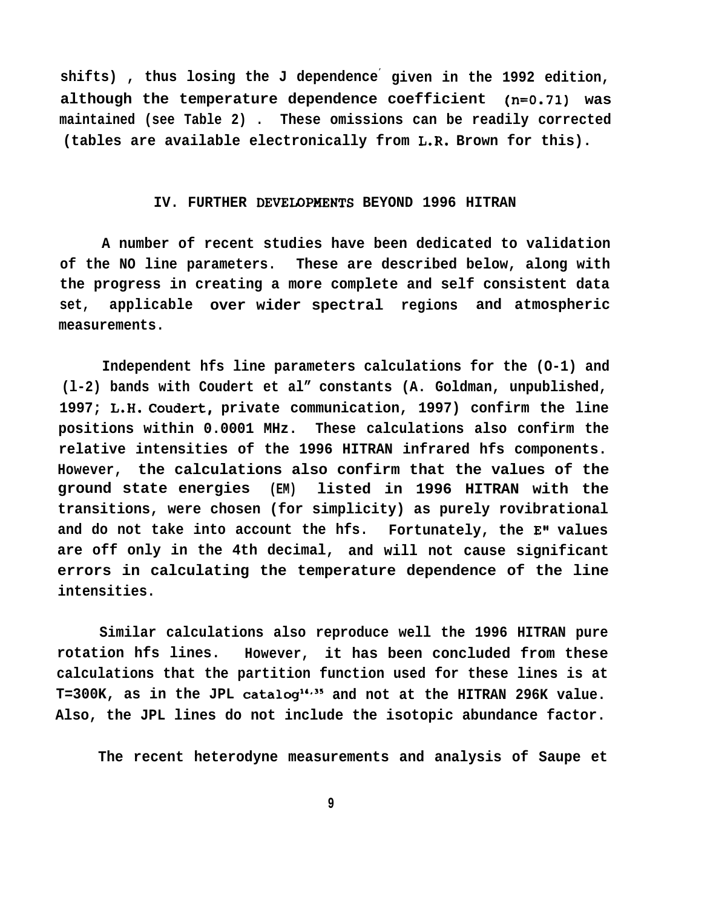shifts), thus losing the J dependence given in the 1992 edition, although the temperature dependence coefficient (n=0.71) was maintained (see Table 2). These omissions can be readily corrected (tables are available electronically from L.R. Brown for this).

## IV. FURTHER DEVELOPMENTS BEYOND 1996 HITRAN

A number of recent studies have been dedicated to validation of the NO line parameters. These are described below, along with the progress in creating a more complete and self consistent data set, applicable over wider spectral regions and atmospheric measurements.

Independent hfs line parameters calculations for the (0-1) and (1-2) bands with Coudert et al" constants (A. Goldman, unpublished, 1997; L.H. Coudert, private communication, 1997) confirm the line positions within 0.0001 MHz. These calculations also confirm the relative intensities of the 1996 HITRAN infrared hfs components. However, the calculations also confirm that the values of the ground state energies (E") listed in 1996 HITRAN with the transitions, were chosen (for simplicity) as purely rovibrational and do not take into account the hfs. Fortunately, the E" values are off only in the 4th decimal, and will not cause significant errors in calculating the temperature dependence of the line intensities.

Similar calculations also reproduce well the 1996 HITRAN pure rotation hfs lines. However, it has been concluded from these calculations that the partition function used for these lines is at T=300K, as in the JPL catalog[14,35] and not at the HITRAN 296K value. Also, the JPL lines do not include the isotopic abundance factor.

The recent heterodyne measurements and analysis of Saupe et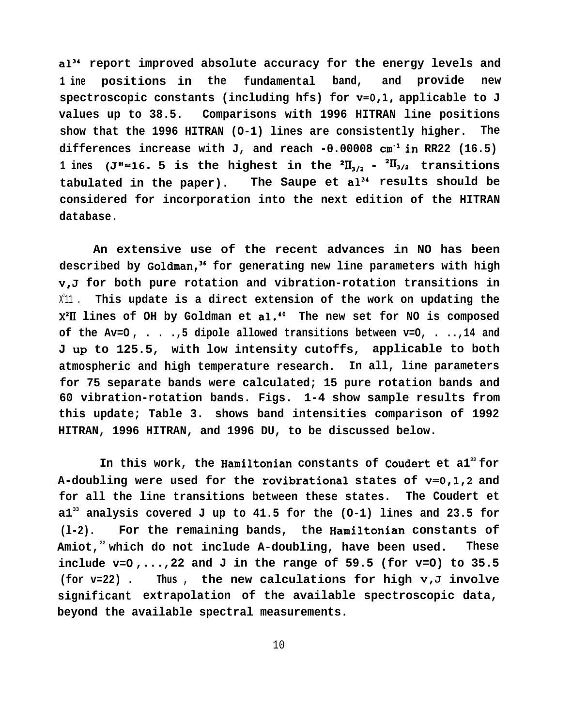al[34] report improved absolute accuracy for the energy levels and line positions in the fundamental band, and provide new spectroscopic constants (including hfs) for v=0,1, applicable to J values up to 38.5. Comparisons with 1996 HITRAN line positions show that the 1996 HITRAN (0-1) lines are consistently higher. The differences increase with J, and reach -0.00008 $cm^{-1}$ in RR22 (16.5) lines (J"=16.5 is the highest in the $^2\Pi_{3/2}$ - $^2\Pi_{3/2}$ transitions tabulated in the paper). The Saupe et al[34] results should be considered for incorporation into the next edition of the HITRAN database.

An extensive use of the recent advances in NO has been described by Goldman,[36] for generating new line parameters with high v,J for both pure rotation and vibration-rotation transitions in $X^2\Pi$. This update is a direct extension of the work on updating the $X^2\Pi$ lines of OH by Goldman et al.[40] The new set for NO is composed of the Δv=0, . . .,5 dipole allowed transitions between v=0, . ..,14 and J up to 125.5, with low intensity cutoffs, applicable to both atmospheric and high temperature research. In all, line parameters for 75 separate bands were calculated; 15 pure rotation bands and 60 vibration-rotation bands. Figs. 1-4 show sample results from this update; Table 3. shows band intensities comparison of 1992 HITRAN, 1996 HITRAN, and 1996 DU, to be discussed below.

In this work, the Hamiltonian constants of Coudert et al[33] for Λ-doubling were used for the rovibrational states of v=0,1,2 and for all the line transitions between these states. The Coudert et al[33] analysis covered J up to 41.5 for the (0-1) lines and 23.5 for (1-2). For the remaining bands, the Hamiltonian constants of Amiot,[22] which do not include Λ-doubling, have been used. These include v=0,...,22 and J in the range of 59.5 (for v=0) to 35.5 (for v=22). Thus, the new calculations for high v,J involve significant extrapolation of the available spectroscopic data, beyond the available spectral measurements.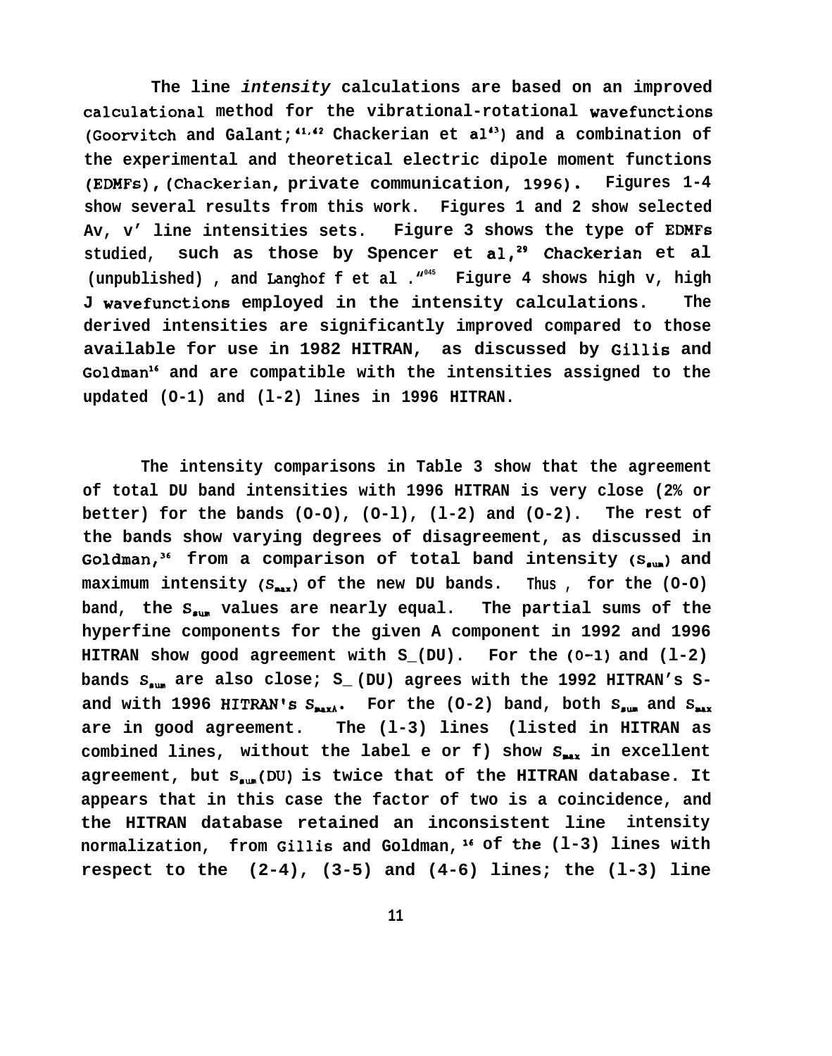The line *intensity* calculations are based on an improved calculational method for the vibrational-rotational wavefunctions (Goorvitch and Galant;[41,42] Chackerian et al[43]) and a combination of the experimental and theoretical electric dipole moment functions (EDMFs), (Chackerian, private communication, 1996). Figures 1-4 show several results from this work. Figures 1 and 2 show selected Δv, v' line intensities sets. Figure 3 shows the type of EDMFs studied, such as those by Spencer et al,[29] Chackerian et al (unpublished), and Langhoff et al.[45] Figure 4 shows high v, high J wavefunctions employed in the intensity calculations. The derived intensities are significantly improved compared to those available for use in 1982 HITRAN, as discussed by Gillis and Goldman[16] and are compatible with the intensities assigned to the updated (0-1) and (1-2) lines in 1996 HITRAN.

The intensity comparisons in Table 3 show that the agreement of total DU band intensities with 1996 HITRAN is very close (2% or better) for the bands (0-0), (0-1), (1-2) and (0-2). The rest of the bands show varying degrees of disagreement, as discussed in Goldman,[36] from a comparison of total band intensity ($S_{sum}$) and maximum intensity ($S_{max}$) of the new DU bands. Thus, for the (0-0) band, the $S_{sum}$ values are nearly equal. The partial sums of the hyperfine components for the given Λ component in 1992 and 1996 HITRAN show good agreement with S_(DU). For the (0-1) and (1-2) bands $S_{sum}$ are also close; S_(DU) agrees with the 1992 HITRAN's S- and with 1996 HITRAN's $S_{max\Lambda}$. For the (0-2) band, both $S_{sum}$ and $S_{max}$ are in good agreement. The (1-3) lines (listed in HITRAN as combined lines, without the label e or f) show $S_{max}$ in excellent agreement, but $S_{sum}$(DU) is twice that of the HITRAN database. It appears that in this case the factor of two is a coincidence, and the HITRAN database retained an inconsistent line intensity normalization, from Gillis and Goldman,[16] of the (1-3) lines with respect to the (2-4), (3-5) and (4-6) lines; the (1-3) line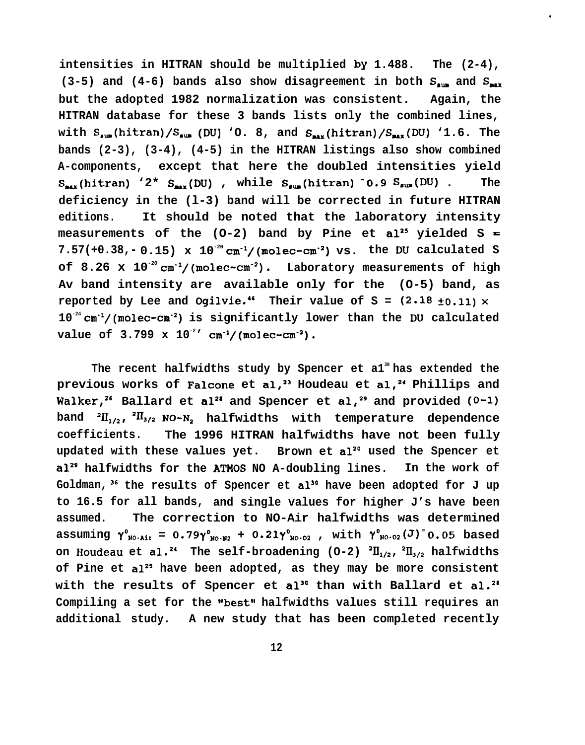intensities in HITRAN should be multiplied by 1.488. The (2-4), (3-5) and (4-6) bands also show disagreement in both $S_{sum}$ and $S_{max}$ but the adopted 1982 normalization was consistent. Again, the HITRAN database for these 3 bands lists only the combined lines, with $S_{sum}$(hitran)/$S_{sum}$ (DU) ~0.8, and $S_{max}$(hitran)/$S_{max}$(DU) ~1.6. The bands (2-3), (3-4), (4-5) in the HITRAN listings also show combined Λ-components, except that here the doubled intensities yield $S_{max}$(hitran) ~2* $S_{max}$(DU), while $S_{sum}$(hitran) ~0.9 $S_{sum}$(DU). The deficiency in the (1-3) band will be corrected in future HITRAN editions. It should be noted that the laboratory intensity measurements of the (0-2) band by Pine et al[25] yielded S = 7.57(+0.38,-0.15) x $10^{-20}$ $cm^{-1}$/(molec-$cm^{-2}$) vs. the DU calculated S of 8.26 x $10^{-20}$ $cm^{-1}$/(molec-$cm^{-2}$). Laboratory measurements of high Δv band intensity are available only for the (0-5) band, as reported by Lee and Ogilvie.[46] Their value of S = (2.18 ±0.11) x $10^{-24}$ $cm^{-1}$/(molec-$cm^{-2}$) is significantly lower than the DU calculated value of 3.799 x $10^{-24}$ $cm^{-1}$/(molec-$cm^{-2}$).

The recent halfwidths study by Spencer et al[30] has extended the previous works of Falcone et al,[23] Houdeau et al,[24] Phillips and Walker,[26] Ballard et al[28] and Spencer et al,[29] and provided (0-1) band $^2\Pi_{1/2}$, $^2\Pi_{3/2}$ NO-$N_2$ halfwidths with temperature dependence coefficients. The 1996 HITRAN halfwidths have not been fully updated with these values yet. Brown et al[20] used the Spencer et al[29] halfwidths for the ATMOS NO Λ-doubling lines. In the work of Goldman,[36] the results of Spencer et al[30] have been adopted for J up to 16.5 for all bands, and single values for higher J's have been assumed. The correction to NO-Air halfwidths was determined assuming $\gamma^0_{NO-Air} = 0.79\gamma^0_{NO-N2} + 0.21\gamma^0_{NO-O2}$, with $\gamma^0_{NO-O2}(J) = 0.05$ based on Houdeau et al.[24] The self-broadening (0-2) $^2\Pi_{1/2}$, $^2\Pi_{3/2}$ halfwidths of Pine et al[25] have been adopted, as they may be more consistent with the results of Spencer et al[30] than with Ballard et al.[28] Compiling a set for the "best" halfwidths values still requires an additional study. A new study that has been completed recently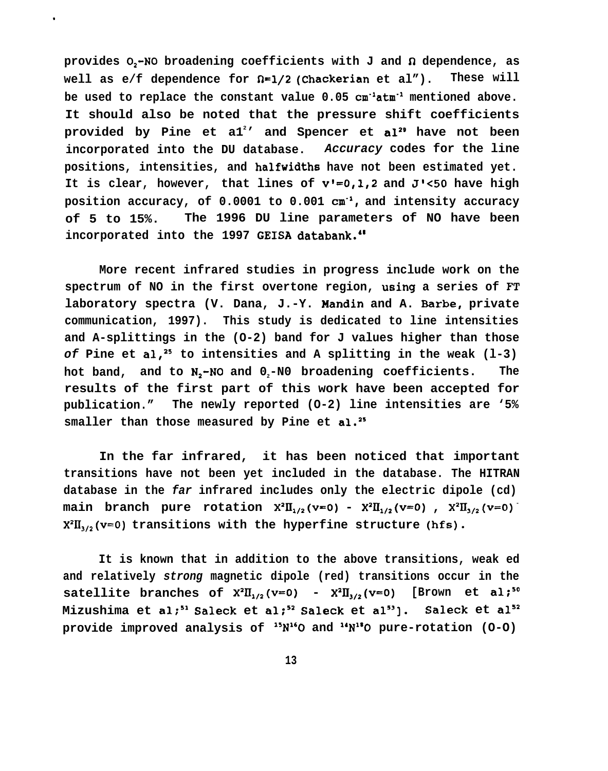provides $O_2$-NO broadening coefficients with J and $\Omega$ dependence, as well as e/f dependence for $\Omega$=1/2 (Chackerian et al"). These will be used to replace the constant value 0.05 $cm^{-1}atm^{-1}$ mentioned above. It should also be noted that the pressure shift coefficients provided by Pine et al[2]' and Spencer et al[29] have not been incorporated into the DU database. *Accuracy* codes for the line positions, intensities, and halfwidths have not been estimated yet. It is clear, however, that lines of v'=0,1,2 and J'<50 have high position accuracy, of 0.0001 to 0.001 $cm^{-1}$, and intensity accuracy of 5 to 15%. The 1996 DU line parameters of NO have been incorporated into the 1997 GEISA databank.[48]

More recent infrared studies in progress include work on the spectrum of NO in the first overtone region, using a series of FT laboratory spectra (V. Dana, J.-Y. Mandin and A. Barbe, private communication, 1997). This study is dedicated to line intensities and A-splittings in the (O-2) band for J values higher than those *of* Pine et al,[25] to intensities and A splitting in the weak (l-3) hot band, and to $N_2$-NO and $O_2$-N0 broadening coefficients. The results of the first part of this work have been accepted for publication." The newly reported (O-2) line intensities are '5% smaller than those measured by Pine et al.[25]

In the far infrared, it has been noticed that important transitions have not been yet included in the database. The HITRAN database in the *far* infrared includes only the electric dipole (cd) main branch pure rotation $X^2\Pi_{1/2}(v=0)$ - $X^2\Pi_{1/2}(v=0)$ , $X^2\Pi_{3/2}(v=0)$ - $X^2\Pi_{3/2}(v=0)$ transitions with the hyperfine structure (hfs).

It is known that in addition to the above transitions, weak ed and relatively *strong* magnetic dipole (red) transitions occur in the satellite branches of $X^2\Pi_{1/2}(v=0)$ - $X^2\Pi_{3/2}(v=0)$ [Brown et al;[50] Mizushima et al;[51] Saleck et al;[52] Saleck et al[53]]. Saleck et al[52] provide improved analysis of $^{15}N^{16}O$ and $^{14}N^{18}O$ pure-rotation (O-O)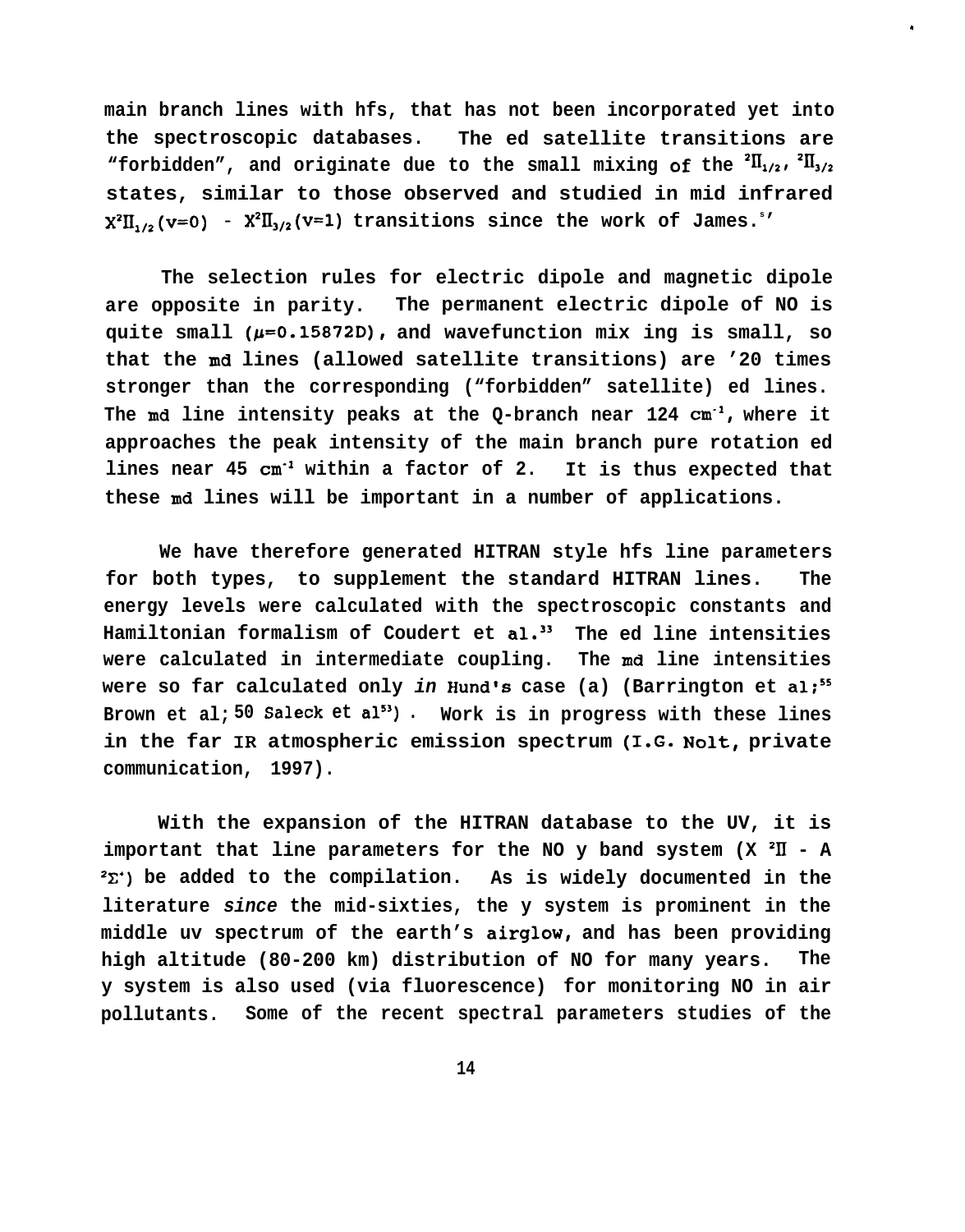main branch lines with hfs, that has not been incorporated yet into the spectroscopic databases. The ed satellite transitions are "forbidden", and originate due to the small mixing of the $^2\Pi_{1/2}$, $^2\Pi_{3/2}$ states, similar to those observed and studied in mid infrared $X^2\Pi_{1/2}(v=0)$ - $X^2\Pi_{3/2}(v=1)$ transitions since the work of James.[5]

The selection rules for electric dipole and magnetic dipole are opposite in parity. The permanent electric dipole of NO is quite small ($\mu$=0.15872D), and wavefunction mix ing is small, so that the md lines (allowed satellite transitions) are '20 times stronger than the corresponding ("forbidden" satellite) ed lines. The md line intensity peaks at the Q-branch near 124 $cm^{-1}$, where it approaches the peak intensity of the main branch pure rotation ed lines near 45 $cm^{-1}$ within a factor of 2. It is thus expected that these md lines will be important in a number of applications.

We have therefore generated HITRAN style hfs line parameters for both types, to supplement the standard HITRAN lines. The energy levels were calculated with the spectroscopic constants and Hamiltonian formalism of Coudert et al.[33] The ed line intensities were calculated in intermediate coupling. The md line intensities were so far calculated only *in* Hund's case (a) (Barrington et al;[55] Brown et al;[50] Saleck et al[53]). Work is in progress with these lines in the far IR atmospheric emission spectrum (I.G. Nolt, private communication, 1997).

With the expansion of the HITRAN database to the UV, it is important that line parameters for the NO y band system (X $^2\Pi$ - A $^2\Sigma^+$) be added to the compilation. As is widely documented in the literature *since* the mid-sixties, the y system is prominent in the middle uv spectrum of the earth's airglow, and has been providing high altitude (80-200 km) distribution of NO for many years. The y system is also used (via fluorescence) for monitoring NO in air pollutants. Some of the recent spectral parameters studies of the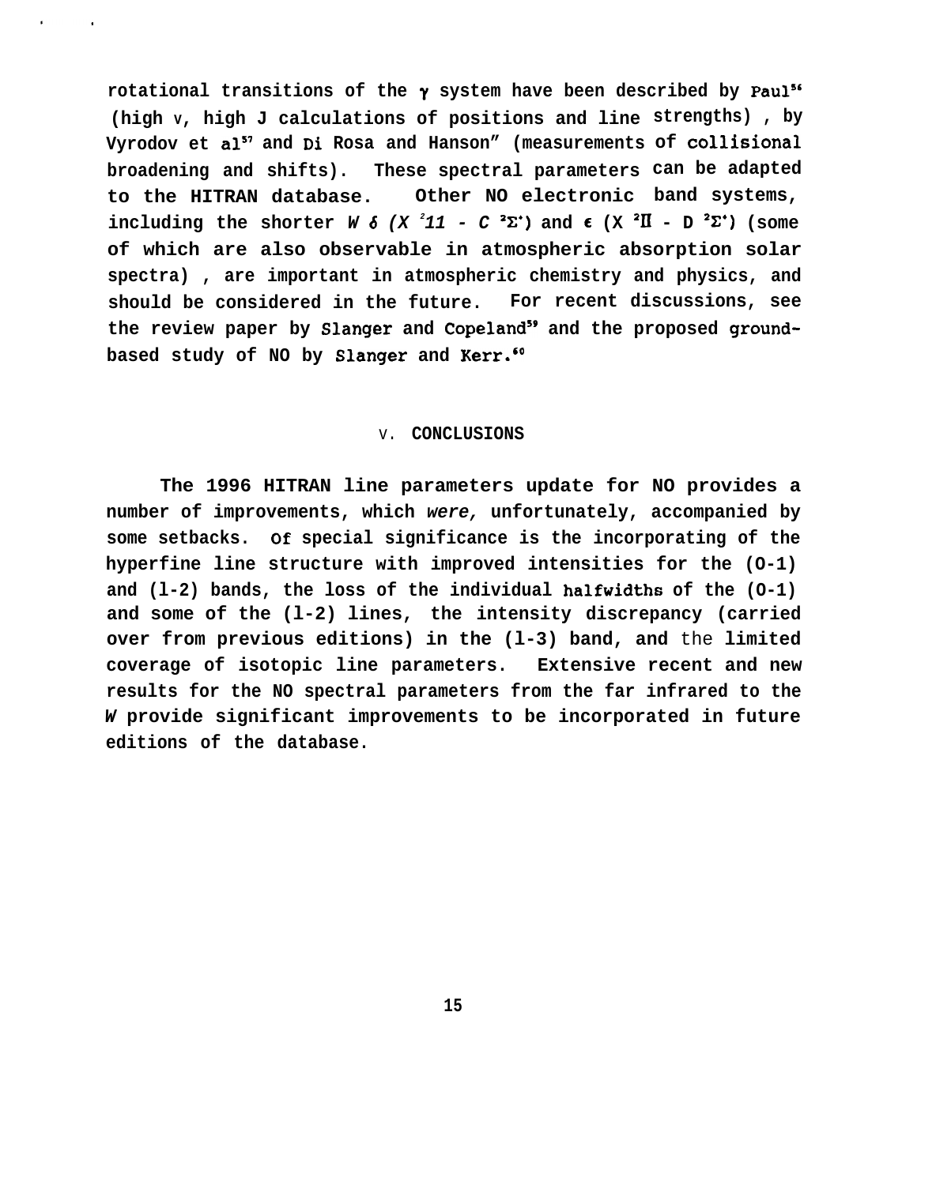rotational transitions of the $\gamma$ system have been described by Paul[56] (high v, high J calculations of positions and line strengths), by Vyrodov et al[57] and Di Rosa and Hanson[58] (measurements of collisional broadening and shifts). These spectral parameters can be adapted to the HITRAN database. Other NO electronic band systems, including the shorter *W* $\delta$ ($X\,^2\Pi$ - $C\,^2\Sigma^+$) and $\epsilon$ ($X\,^2\Pi$ - $D\,^2\Sigma^+$) (some of which are also observable in atmospheric absorption solar spectra), are important in atmospheric chemistry and physics, and should be considered in the future. For recent discussions, see the review paper by Slanger and Copeland[59] and the proposed ground-based study of NO by Slanger and Kerr.[60]

## V. CONCLUSIONS

The 1996 HITRAN line parameters update for NO provides a number of improvements, which *were,* unfortunately, accompanied by some setbacks. Of special significance is the incorporating of the hyperfine line structure with improved intensities for the (0-1) and (1-2) bands, the loss of the individual halfwidths of the (0-1) and some of the (1-2) lines, the intensity discrepancy (carried over from previous editions) in the (1-3) band, and the limited coverage of isotopic line parameters. Extensive recent and new results for the NO spectral parameters from the far infrared to the *W* provide significant improvements to be incorporated in future editions of the database.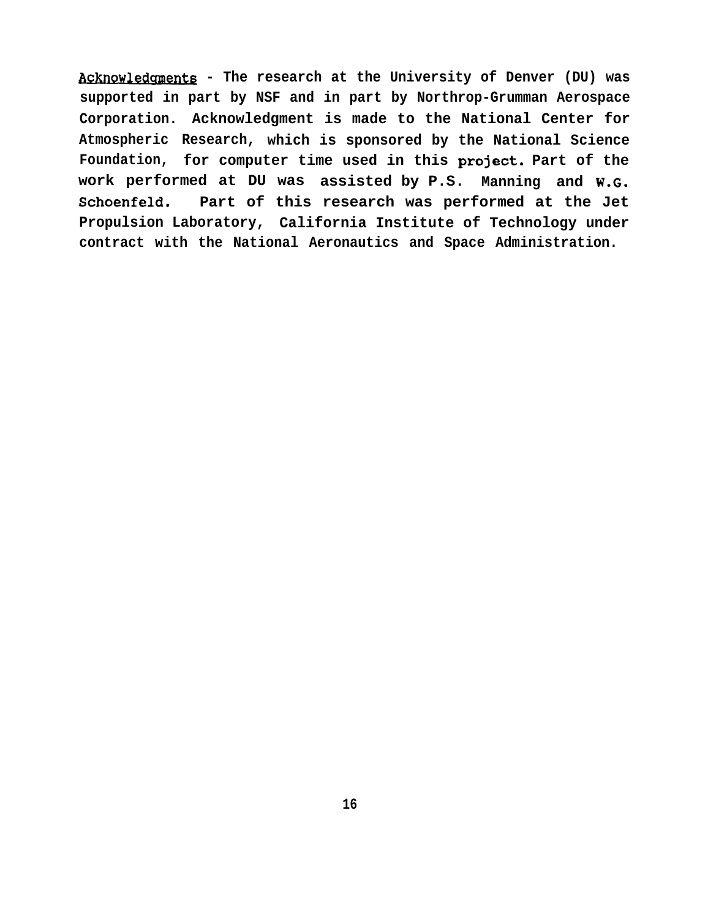Acknowledgments - The research at the University of Denver (DU) was supported in part by NSF and in part by Northrop-Grumman Aerospace Corporation. Acknowledgment is made to the National Center for Atmospheric Research, which is sponsored by the National Science Foundation, for computer time used in this project. Part of the work performed at DU was assisted by P.S. Manning and W.G. Schoenfeld. Part of this research was performed at the Jet Propulsion Laboratory, California Institute of Technology under contract with the National Aeronautics and Space Administration.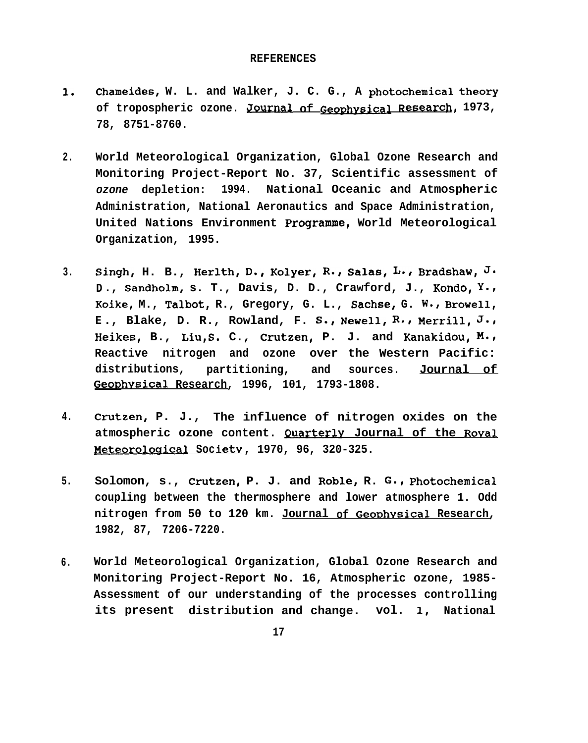# REFERENCES

1. Chameides, W. L. and Walker, J. C. G., A photochemical theory of tropospheric ozone. Journal of Geophysical Research, 1973, 78, 8751-8760.

2. World Meteorological Organization, Global Ozone Research and Monitoring Project-Report No. 37, Scientific assessment of *ozone* depletion: 1994. National Oceanic and Atmospheric Administration, National Aeronautics and Space Administration, United Nations Environment Programme, World Meteorological Organization, 1995.

3. Singh, H. B., Herlth, D., Kolyer, R., Salas, L., Bradshaw, J. D., Sandholm, S. T., Davis, D. D., Crawford, J., Kondo, Y., Koike, M., Talbot, R., Gregory, G. L., Sachse, G. W., Browell, E., Blake, D. R., Rowland, F. S., Newell, R., Merrill, J., Heikes, B., Liu, S. C., Crutzen, P. J. and Kanakidou, M., Reactive nitrogen and ozone over the Western Pacific: distributions, partitioning, and sources. Journal of Geophysical Research, 1996, 101, 1793-1808.

4. Crutzen, P. J., The influence of nitrogen oxides on the atmospheric ozone content. Quarterly Journal of the Royal Meteorological Society, 1970, 96, 320-325.

5. Solomon, S., Crutzen, P. J. and Roble, R. G., Photochemical coupling between the thermosphere and lower atmosphere 1. Odd nitrogen from 50 to 120 km. Journal of Geophysical Research, 1982, 87, 7206-7220.

6. World Meteorological Organization, Global Ozone Research and Monitoring Project-Report No. 16, Atmospheric ozone, 1985- Assessment of our understanding of the processes controlling its present distribution and change. vol. 1, National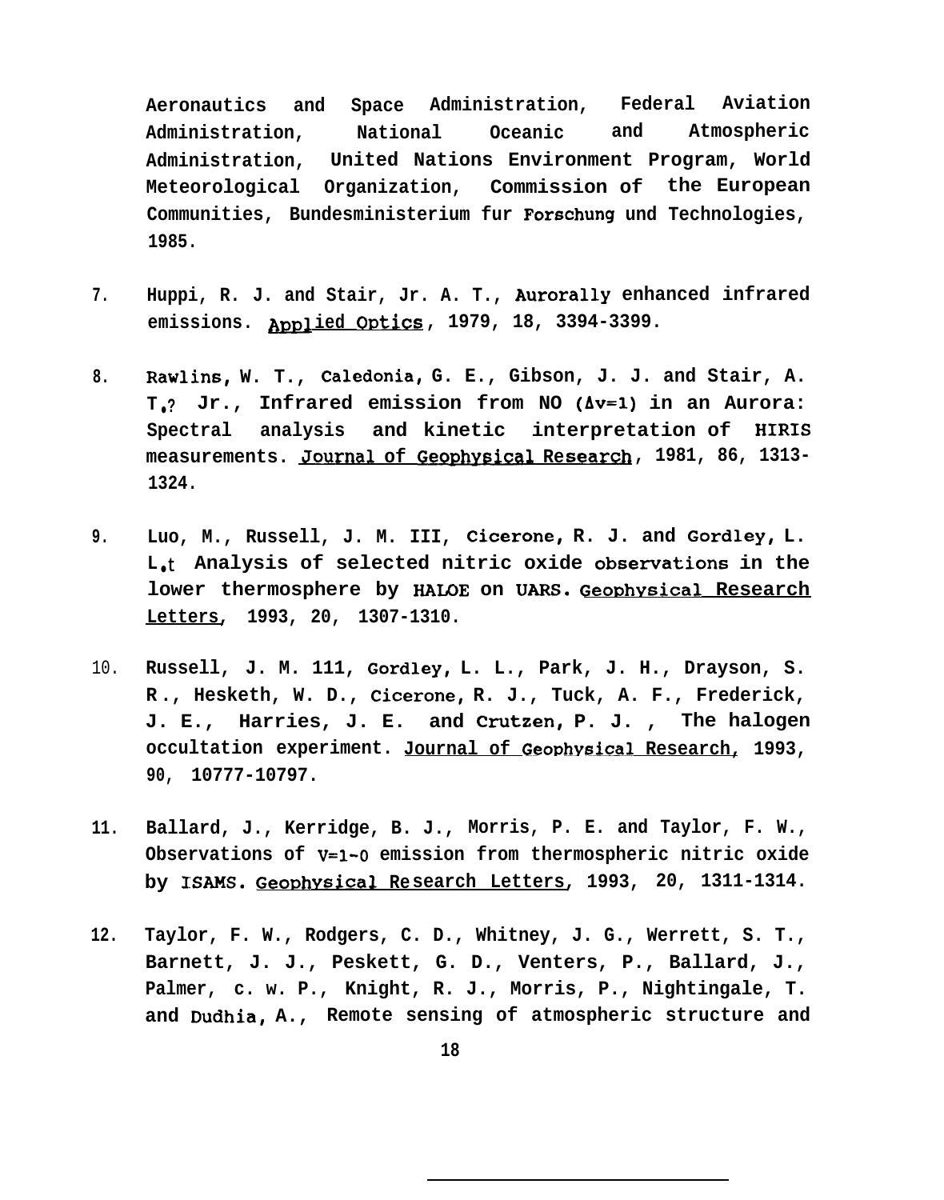Aeronautics and Space Administration, Federal Aviation Administration, National Oceanic and Atmospheric Administration, United Nations Environment Program, World Meteorological Organization, Commission of the European Communities, Bundesministerium fur Forschung und Technologies, 1985.

7. Huppi, R. J. and Stair, Jr. A. T., Aurorally enhanced infrared emissions. Applied Optics, 1979, 18, 3394-3399.

8. Rawlins, W. T., Caledonia, G. E., Gibson, J. J. and Stair, A. T., Jr., Infrared emission from NO ($\Delta v=1$) in an Aurora: Spectral analysis and kinetic interpretation of HIRIS measurements. Journal of Geophysical Research, 1981, 86, 1313-1324.

9. Luo, M., Russell, J. M. III, Cicerone, R. J. and Gordley, L. L., Analysis of selected nitric oxide observations in the lower thermosphere by HALOE on UARS. Geophysical Research Letters, 1993, 20, 1307-1310.

10. Russell, J. M. III, Gordley, L. L., Park, J. H., Drayson, S. R., Hesketh, W. D., Cicerone, R. J., Tuck, A. F., Frederick, J. E., Harries, J. E. and Crutzen, P. J., The halogen occultation experiment. Journal of Geophysical Research, 1993, 90, 10777-10797.

11. Ballard, J., Kerridge, B. J., Morris, P. E. and Taylor, F. W., Observations of $v=1-0$ emission from thermospheric nitric oxide by ISAMS. Geophysical Research Letters, 1993, 20, 1311-1314.

12. Taylor, F. W., Rodgers, C. D., Whitney, J. G., Werrett, S. T., Barnett, J. J., Peskett, G. D., Venters, P., Ballard, J., Palmer, C. W. P., Knight, R. J., Morris, P., Nightingale, T. and Dudhia, A., Remote sensing of atmospheric structure and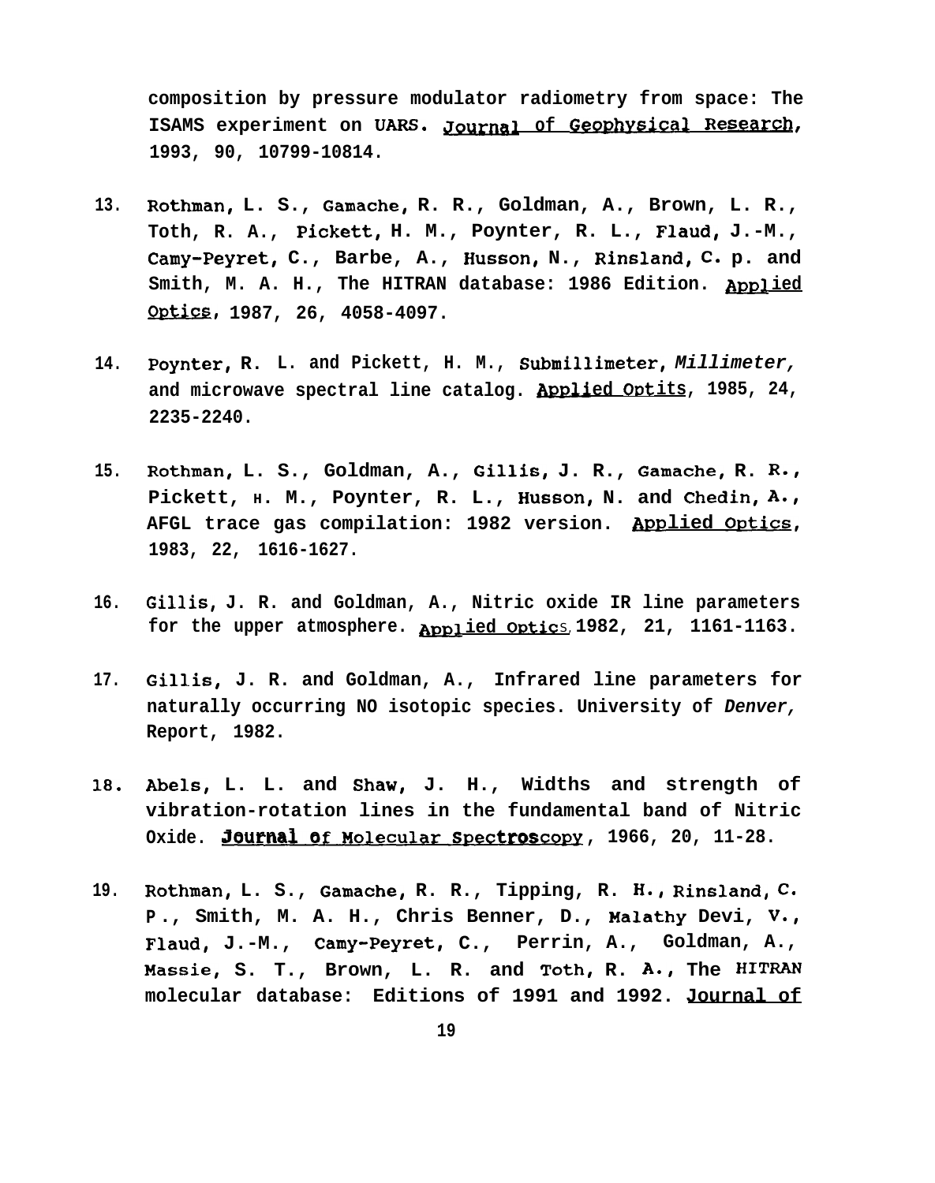composition by pressure modulator radiometry from space: The ISAMS experiment on UARS. Journal of Geophysical Research, 1993, 90, 10799-10814.

13. Rothman, L. S., Gamache, R. R., Goldman, A., Brown, L. R., Toth, R. A., Pickett, H. M., Poynter, R. L., Flaud, J.-M., Camy-Peyret, C., Barbe, A., Husson, N., Rinsland, C. p. and Smith, M. A. H., The HITRAN database: 1986 Edition. Applied Optics, 1987, 26, 4058-4097.

14. Poynter, R. L. and Pickett, H. M., Submillimeter, *Millimeter,* and microwave spectral line catalog. Applied Optits, 1985, 24, 2235-2240.

15. Rothman, L. S., Goldman, A., Gillis, J. R., Gamache, R. R., Pickett, H. M., Poynter, R. L., Husson, N. and Chedin, A., AFGL trace gas compilation: 1982 version. Applied Optics, 1983, 22, 1616-1627.

16. Gillis, J. R. and Goldman, A., Nitric oxide IR line parameters for the upper atmosphere. Applied Optics, 1982, 21, 1161-1163.

17. Gillis, J. R. and Goldman, A., Infrared line parameters for naturally occurring NO isotopic species. University of *Denver,* Report, 1982.

18. Abels, L. L. and Shaw, J. H., Widths and strength of vibration-rotation lines in the fundamental band of Nitric Oxide. Journal of Molecular Spectroscopy, 1966, 20, 11-28.

19. Rothman, L. S., Gamache, R. R., Tipping, R. H., Rinsland, C. P., Smith, M. A. H., Chris Benner, D., Malathy Devi, V., Flaud, J.-M., Camy-Peyret, C., Perrin, A., Goldman, A., Massie, S. T., Brown, L. R. and Toth, R. A., The HITRAN molecular database: Editions of 1991 and 1992. Journal of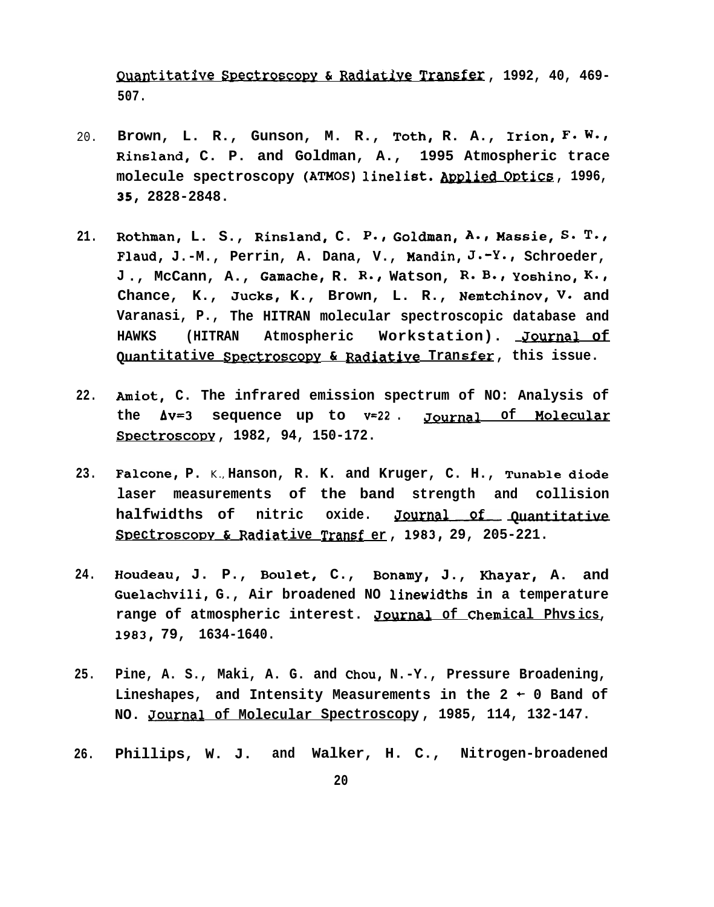Quantitative Spectroscopy & Radiative Transfer, 1992, 40, 469-507.

20. Brown, L. R., Gunson, M. R., Toth, R. A., Irion, F. W., Rinsland, C. P. and Goldman, A., 1995 Atmospheric trace molecule spectroscopy (ATMOS) linelist. Applied Optics, 1996, 35, 2828-2848.

21. Rothman, L. S., Rinsland, C. P., Goldman, A., Massie, S. T., Flaud, J.-M., Perrin, A. Dana, V., Mandin, J.-Y., Schroeder, J., McCann, A., Gamache, R. R., Watson, R. B., Yoshino, K., Chance, K., Jucks, K., Brown, L. R., Nemtchinov, V. and Varanasi, P., The HITRAN molecular spectroscopic database and HAWKS (HITRAN Atmospheric Workstation). Journal of Quantitative Spectroscopy & Radiative Transfer, this issue.

22. Amiot, C. The infrared emission spectrum of NO: Analysis of the $\Delta v=3$ sequence up to $v=22$. Journal of Molecular Spectroscopy, 1982, 94, 150-172.

23. Falcone, P. K., Hanson, R. K. and Kruger, C. H., Tunable diode laser measurements of the band strength and collision halfwidths of nitric oxide. Journal of Quantitative Spectroscopy & Radiative Transfer, 1983, 29, 205-221.

24. Houdeau, J. P., Boulet, C., Bonamy, J., Khayar, A. and Guelachvili, G., Air broadened NO linewidths in a temperature range of atmospheric interest. Journal of Chemical Physics, 1983, 79, 1634-1640.

25. Pine, A. S., Maki, A. G. and Chou, N.-Y., Pressure Broadening, Lineshapes, and Intensity Measurements in the $2 \leftarrow 0$ Band of NO. Journal of Molecular Spectroscopy, 1985, 114, 132-147.

26. Phillips, W. J. and Walker, H. C., Nitrogen-broadened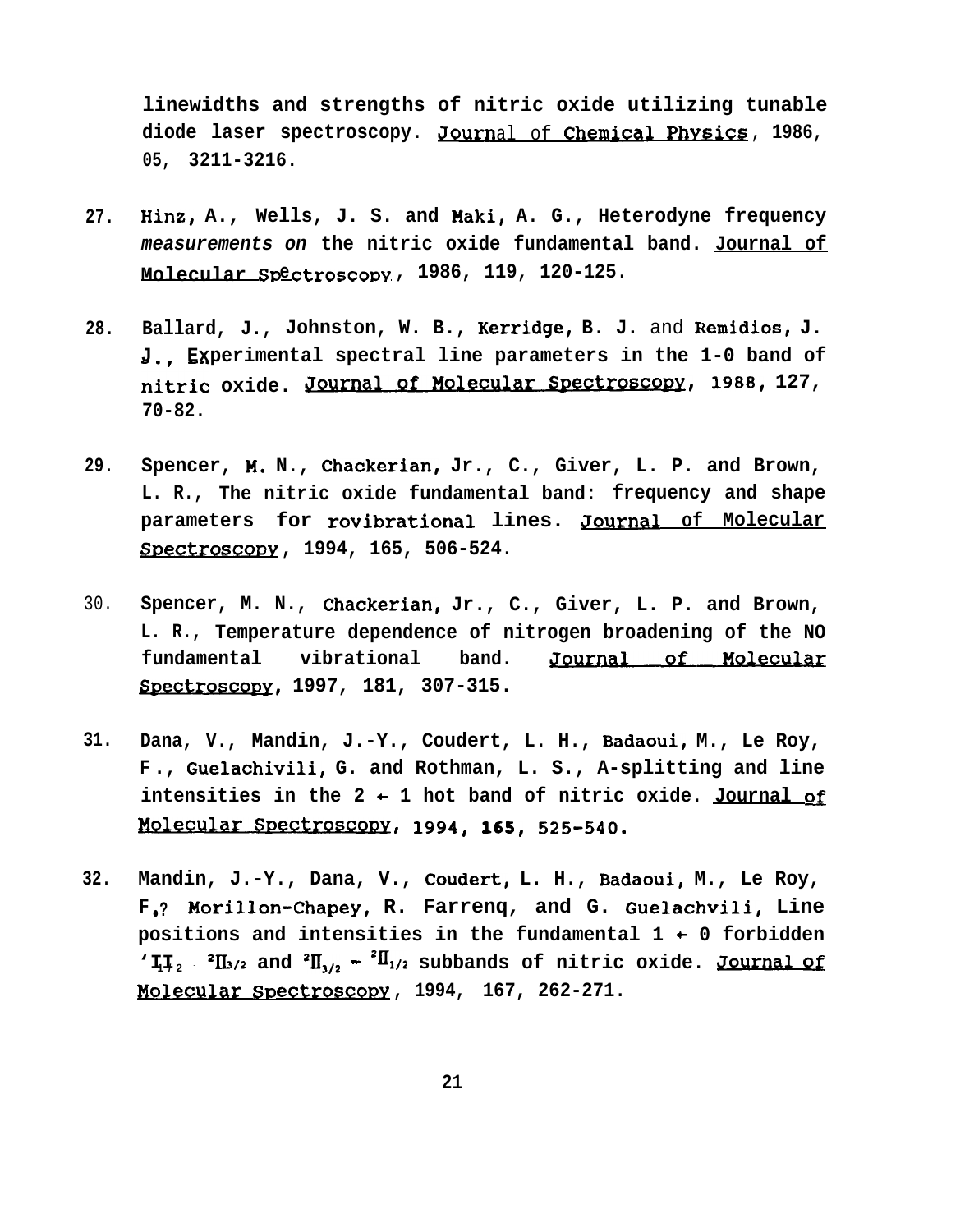linewidths and strengths of nitric oxide utilizing tunable diode laser spectroscopy. Journal of Chemical Physics, 1986, 05, 3211-3216.

27. Hinz, A., Wells, J. S. and Maki, A. G., Heterodyne frequency measurements on the nitric oxide fundamental band. Journal of Molecular Spectroscopy, 1986, 119, 120-125.

28. Ballard, J., Johnston, W. B., Kerridge, B. J. and Remidios, J. J., Experimental spectral line parameters in the 1-0 band of nitric oxide. Journal of Molecular Spectroscopy, 1988, 127, 70-82.

29. Spencer, M. N., Chackerian, Jr., C., Giver, L. P. and Brown, L. R., The nitric oxide fundamental band: frequency and shape parameters for rovibrational lines. Journal of Molecular Spectroscopy, 1994, 165, 506-524.

30. Spencer, M. N., Chackerian, Jr., C., Giver, L. P. and Brown, L. R., Temperature dependence of nitrogen broadening of the NO fundamental vibrational band. Journal of Molecular Spectroscopy, 1997, 181, 307-315.

31. Dana, V., Mandin, J.-Y., Coudert, L. H., Badaoui, M., Le Roy, F., Guelachivili, G. and Rothman, L. S., Λ-splitting and line intensities in the 2 ← 1 hot band of nitric oxide. Journal of Molecular Spectroscopy, 1994, 165, 525-540.

32. Mandin, J.-Y., Dana, V., Coudert, L. H., Badaoui, M., Le Roy, F., Morillon-Chapey, R. Farrenq, and G. Guelachvili, Line positions and intensities in the fundamental 1 ← 0 forbidden $^2\Pi_{1/2}$ - $^2\Pi_{3/2}$ and $^2\Pi_{3/2}$ ← $^2\Pi_{1/2}$ subbands of nitric oxide. Journal of Molecular Spectroscopy, 1994, 167, 262-271.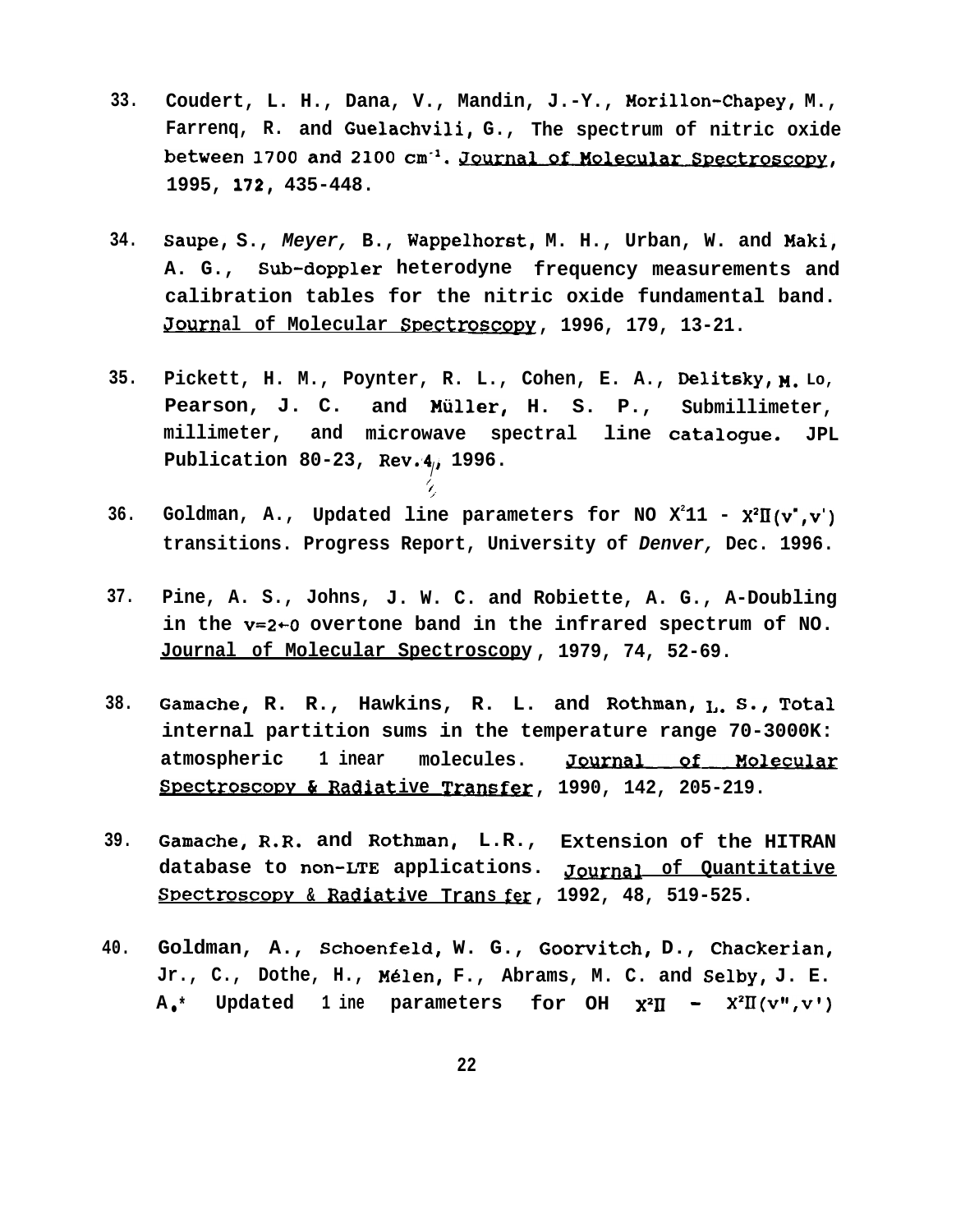33. Coudert, L. H., Dana, V., Mandin, J.-Y., Morillon-Chapey, M., Farrenq, R. and Guelachvili, G., The spectrum of nitric oxide between 1700 and 2100 $cm^{-1}$. Journal of Molecular Spectroscopy, 1995, 172, 435-448.

34. Saupe, S., *Meyer,* B., Wappelhorst, M. H., Urban, W. and Maki, A. G., Sub-doppler heterodyne frequency measurements and calibration tables for the nitric oxide fundamental band. Journal of Molecular Spectroscopy, 1996, 179, 13-21.

35. Pickett, H. M., Poynter, R. L., Cohen, E. A., Delitsky, M. Lo, Pearson, J. C. and Müller, H. S. P., Submillimeter, millimeter, and microwave spectral line catalogue. JPL Publication 80-23, Rev.4, 1996.

36. Goldman, A., Updated line parameters for NO $X^2\Pi$ - $X^2\Pi(v'',v')$ transitions. Progress Report, University of *Denver,* Dec. 1996.

37. Pine, A. S., Johns, J. W. C. and Robiette, A. G., Λ-Doubling in the $v=2\leftarrow0$ overtone band in the infrared spectrum of NO. Journal of Molecular Spectroscopy, 1979, 74, 52-69.

38. Gamache, R. R., Hawkins, R. L. and Rothman, L. S., Total internal partition sums in the temperature range 70-3000K: atmospheric linear molecules. Journal of Molecular Spectroscopy & Radiative Transfer, 1990, 142, 205-219.

39. Gamache, R.R. and Rothman, L.R., Extension of the HITRAN database to non-LTE applications. Journal of Quantitative Spectroscopy & Radiative Transfer, 1992, 48, 519-525.

40. Goldman, A., Schoenfeld, W. G., Goorvitch, D., Chackerian, Jr., C., Dothe, H., Mélen, F., Abrams, M. C. and Selby, J. E. A., Updated line parameters for OH $X^2\Pi$ - $X^2\Pi(v'',v')$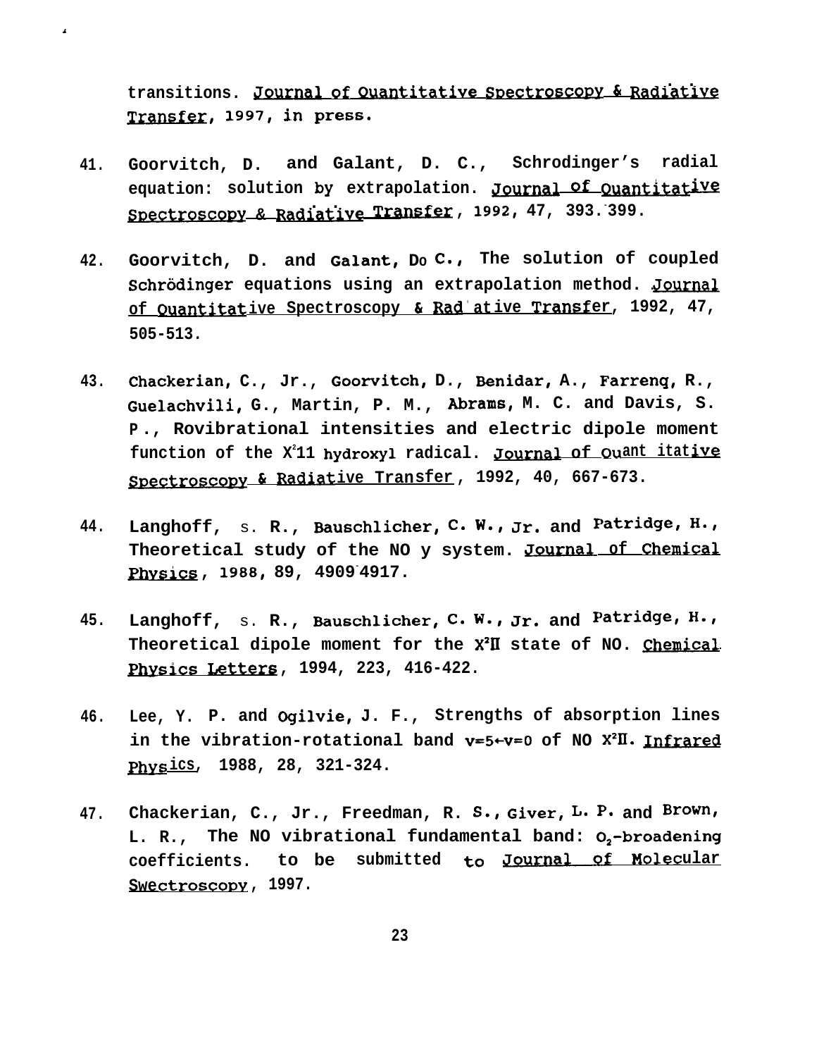transitions. Journal of Quantitative Spectroscopy & Radiative Transfer, 1997, in press.

41. Goorvitch, D. and Galant, D. C., Schrodinger's radial equation: solution by extrapolation. Journal of Quantitative Spectroscopy & Radiative Transfer, 1992, 47, 393-399.

42. Goorvitch, D. and Galant, D. C., The solution of coupled Schrödinger equations using an extrapolation method. Journal of Quantitative Spectroscopy & Radiative Transfer, 1992, 47, 505-513.

43. Chackerian, C., Jr., Goorvitch, D., Benidar, A., Farrenq, R., Guelachvili, G., Martin, P. M., Abrams, M. C. and Davis, S. P., Rovibrational intensities and electric dipole moment function of the $X^2\Pi$ hydroxyl radical. Journal of Quantitative Spectroscopy & Radiative Transfer, 1992, 40, 667-673.

44. Langhoff, S. R., Bauschlicher, C. W., Jr. and Patridge, H., Theoretical study of the NO γ system. Journal of Chemical Physics, 1988, 89, 4909-4917.

45. Langhoff, S. R., Bauschlicher, C. W., Jr. and Patridge, H., Theoretical dipole moment for the $X^2\Pi$ state of NO. Chemical Physics Letters, 1994, 223, 416-422.

46. Lee, Y. P. and Ogilvie, J. F., Strengths of absorption lines in the vibration-rotational band $v=5 \leftarrow v=0$ of NO $X^2\Pi$. Infrared Physics, 1988, 28, 321-324.

47. Chackerian, C., Jr., Freedman, R. S., Giver, L. P. and Brown, L. R., The NO vibrational fundamental band: $O_2$-broadening coefficients. to be submitted to Journal of Molecular Swectroscopy, 1997.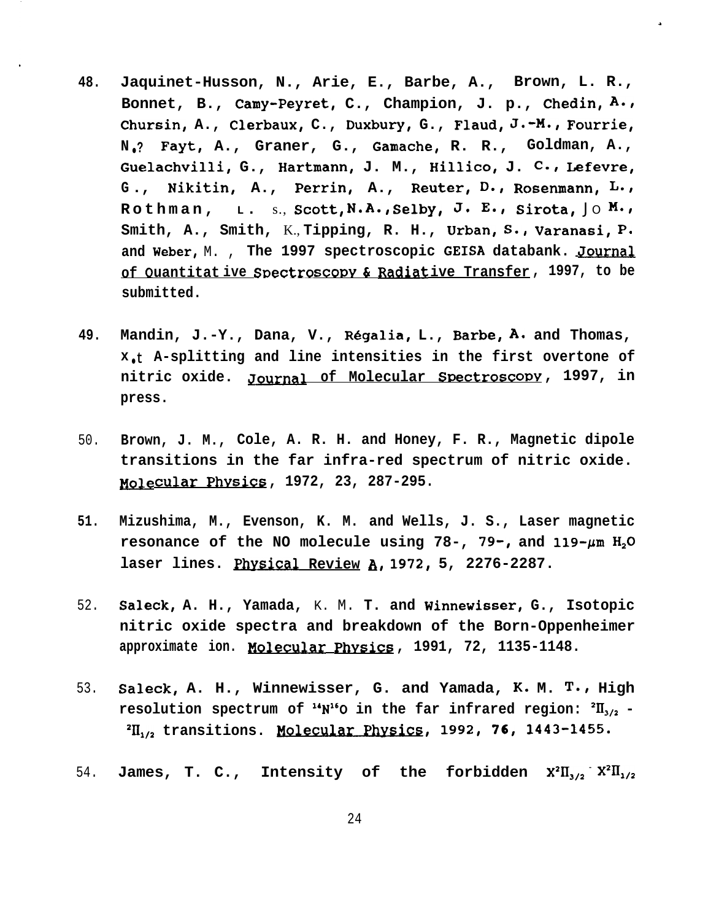48. Jaquinet-Husson, N., Arie, E., Barbe, A., Brown, L. R., Bonnet, B., Camy-Peyret, C., Champion, J. p., Chedin, A., Chursin, A., Clerbaux, C., Duxbury, G., Flaud, J.-M., Fourrie, N.? Fayt, A., Graner, G., Gamache, R. R., Goldman, A., Guelachvilli, G., Hartmann, J. M., Hillico, J. C., Lefevre, G., Nikitin, A., Perrin, A., Reuter, D., Rosenmann, L., Rothman, L. S., Scott, N.A., Selby, J. E., Sirota, J. M., Smith, A., Smith, K., Tipping, R. H., Urban, S., Varanasi, P. and Weber, M., The 1997 spectroscopic GEISA databank. Journal of Quantitative Spectroscopy & Radiative Transfer, 1997, to be submitted.

49. Mandin, J.-Y., Dana, V., Régalia, L., Barbe, A. and Thomas, X., Λ-splitting and line intensities in the first overtone of nitric oxide. Journal of Molecular Spectroscopy, 1997, in press.

50. Brown, J. M., Cole, A. R. H. and Honey, F. R., Magnetic dipole transitions in the far infra-red spectrum of nitric oxide. Molecular Physics, 1972, 23, 287-295.

51. Mizushima, M., Evenson, K. M. and Wells, J. S., Laser magnetic resonance of the NO molecule using 78-, 79-, and 119-$\mu$m $H_2O$ laser lines. Physical Review A, 1972, 5, 2276-2287.

52. Saleck, A. H., Yamada, K. M. T. and Winnewisser, G., Isotopic nitric oxide spectra and breakdown of the Born-Oppenheimer approximation. Molecular Physics, 1991, 72, 1135-1148.

53. Saleck, A. H., Winnewisser, G. and Yamada, K. M. T., High resolution spectrum of $^{14}N^{16}O$ in the far infrared region: $^2\Pi_{3/2}$ - $^2\Pi_{1/2}$ transitions. Molecular Physics, 1992, 76, 1443-1455.

54. James, T. C., Intensity of the forbidden $X^2\Pi_{3/2}$ - $X^2\Pi_{1/2}$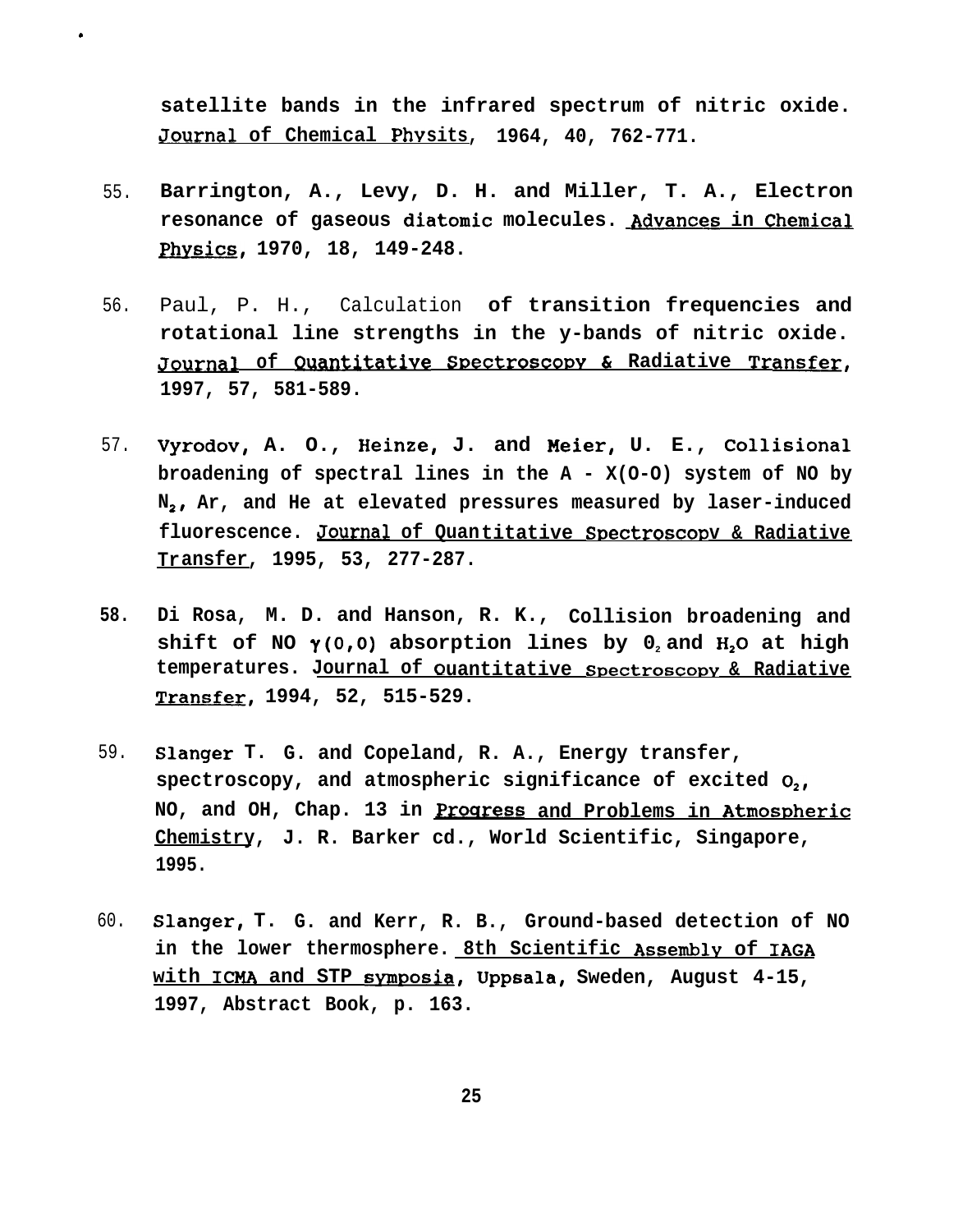satellite bands in the infrared spectrum of nitric oxide. Journal of Chemical Physits, 1964, 40, 762-771.

55. Barrington, A., Levy, D. H. and Miller, T. A., Electron resonance of gaseous diatomic molecules. Advances in Chemical Physics, 1970, 18, 149-248.

56. Paul, P. H., Calculation of transition frequencies and rotational line strengths in the y-bands of nitric oxide. Journal of Quantitative Spectroscopy & Radiative Transfer, 1997, 57, 581-589.

57. Vyrodov, A. O., Heinze, J. and Meier, U. E., Collisional broadening of spectral lines in the A - X(O-O) system of NO by $N_2$, Ar, and He at elevated pressures measured by laser-induced fluorescence. Journal of Quantitative Spectroscopy & Radiative Transfer, 1995, 53, 277-287.

58. Di Rosa, M. D. and Hanson, R. K., Collision broadening and shift of NO $\gamma(0,0)$ absorption lines by $O_2$ and $H_2O$ at high temperatures. Journal of Quantitative Spectroscopy & Radiative Transfer, 1994, 52, 515-529.

59. Slanger T. G. and Copeland, R. A., Energy transfer, spectroscopy, and atmospheric significance of excited $O_2$, NO, and OH, Chap. 13 in Progress and Problems in Atmospheric Chemistry, J. R. Barker cd., World Scientific, Singapore, 1995.

60. Slanger, T. G. and Kerr, R. B., Ground-based detection of NO in the lower thermosphere. 8th Scientific Assembly of IAGA with ICMA and STP symposia, Uppsala, Sweden, August 4-15, 1997, Abstract Book, p. 163.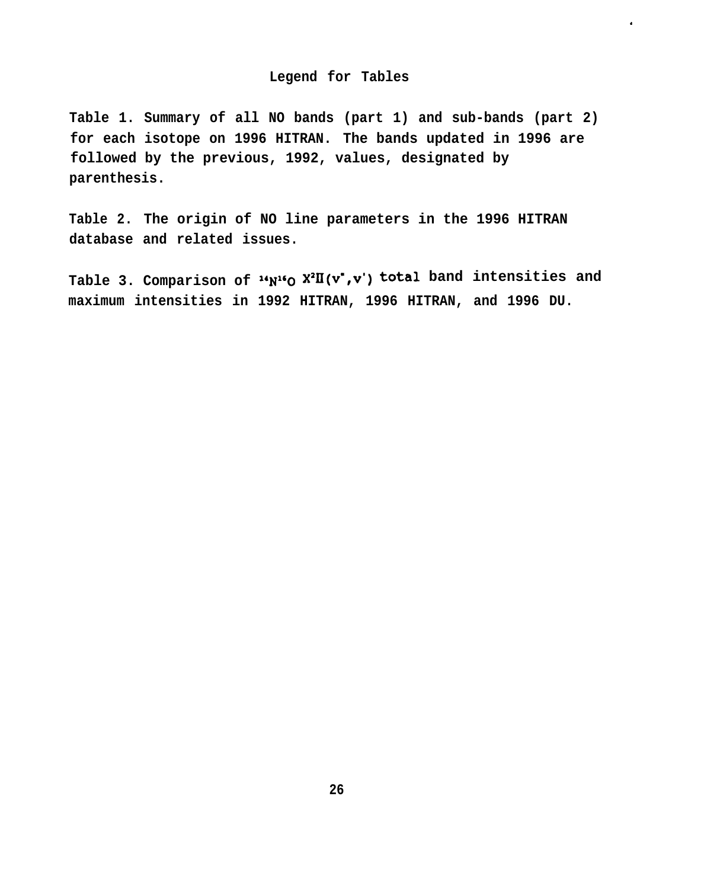## Legend for Tables

Table 1. Summary of all NO bands (part 1) and sub-bands (part 2) for each isotope on 1996 HITRAN. The bands updated in 1996 are followed by the previous, 1992, values, designated by parenthesis.

Table 2. The origin of NO line parameters in the 1996 HITRAN database and related issues.

Table 3. Comparison of $^{14}N^{16}O$ $X^2\Pi(v'',v')$ total band intensities and maximum intensities in 1992 HITRAN, 1996 HITRAN, and 1996 DU.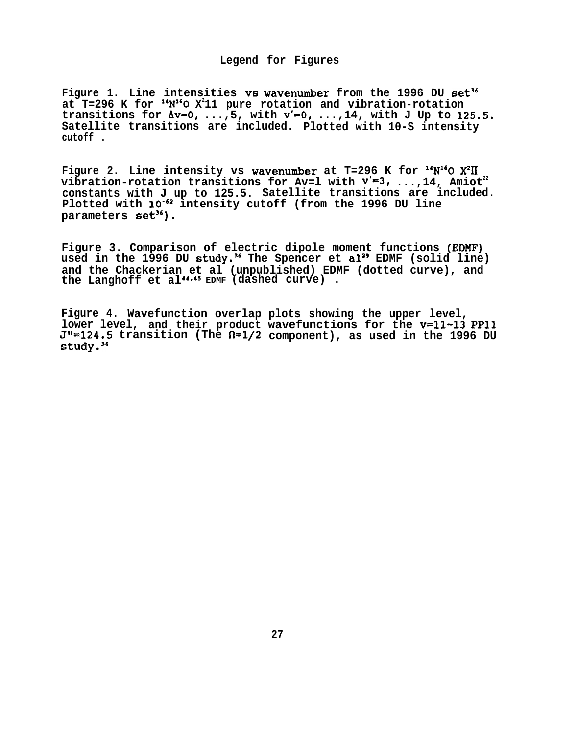## Legend for Figures

Figure 1. Line intensities vs wavenumber from the 1996 DU set[36] at T=296 K for $^{14}N^{16}O$ $X^2\Pi$ pure rotation and vibration-rotation transitions for $\Delta v=0, ...,5$, with $v'=0, ...,14$, with J Up to 125.5. Satellite transitions are included. Plotted with 10-S intensity cutoff .

Figure 2. Line intensity vs wavenumber at T=296 K for $^{14}N^{16}O$ $X^2\Pi$ vibration-rotation transitions for $\Delta v=1$ with $v'=3, ...,14$, Amiot[22] constants with J up to 125.5. Satellite transitions are included. Plotted with $10^{-62}$ intensity cutoff (from the 1996 DU line parameters set[36]).

Figure 3. Comparison of electric dipole moment functions (EDMF) used in the 1996 DU study.[36] The Spencer et al[29] EDMF (solid line) and the Chackerian et al (unpublished) EDMF (dotted curve), and the Langhoff et al[44,45] EDMF (dashed curve) .

Figure 4. Wavefunction overlap plots showing the upper level, lower level, and their product wavefunctions for the v=11-13 PP11 J"=124.5 transition (The $\Omega=1/2$ component), as used in the 1996 DU study.[36]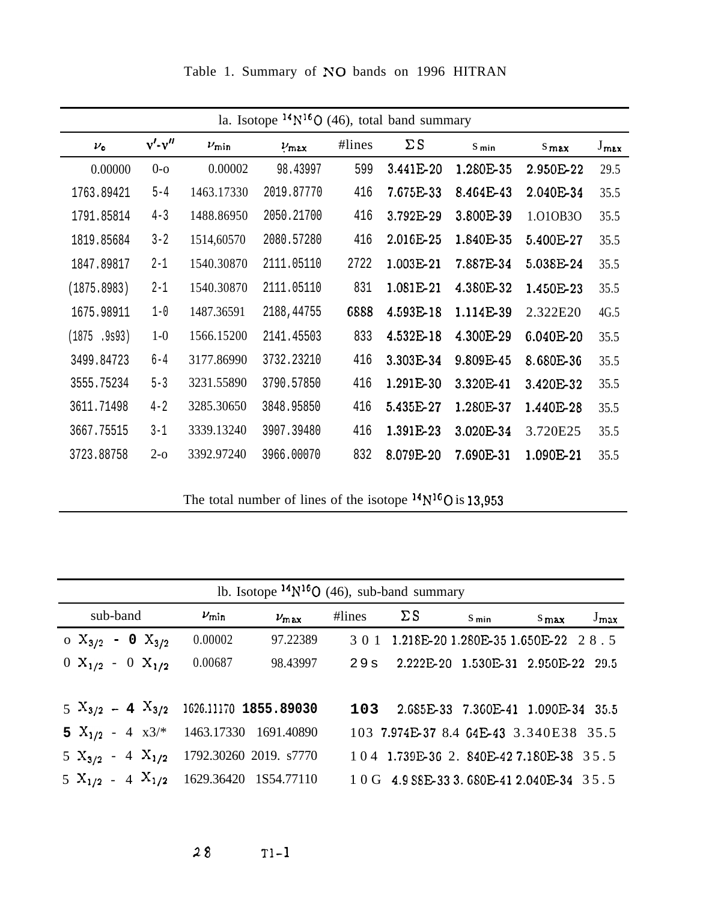Table 1. Summary of NO bands on 1996 HITRAN

| la. Isotope $^{14}N^{16}O$ (46), total band summary | | | | | | | | |
|---|---|---|---|---|---|---|---|---|
| $\nu_o$ | $v'$-$v''$ | $\nu_{min}$ | $\nu_{max}$ | #lines | $\Sigma S$ | $S_{min}$ | $S_{max}$ | $J_{max}$ |
| 0.00000 | 0-o | 0.00002 | 98.43997 | 599 | 3.441E-20 | 1.280E-35 | 2.950E-22 | 29.5 |
| 1763.89421 | 5-4 | 1463.17330 | 2019.87770 | 416 | 7.675E-33 | 8.464E-43 | 2.040E-34 | 35.5 |
| 1791.85814 | 4-3 | 1488.86950 | 2050.21700 | 416 | 3.792E-29 | 3.800E-39 | 1.O1OB3O | 35.5 |
| 1819.85684 | 3-2 | 1514,60570 | 2080.57280 | 416 | 2.016E-25 | 1.840E-35 | 5.400E-27 | 35.5 |
| 1847.89817 | 2-1 | 1540.30870 | 2111.05110 | 2722 | 1.003E-21 | 7.887E-34 | 5.038E-24 | 35.5 |
| (1875.8983) | 2-1 | 1540.30870 | 2111.05110 | 831 | 1.081E-21 | 4.380E-32 | 1.450E-23 | 35.5 |
| 1675.98911 | 1-0 | 1487.36591 | 2188,44755 | 6888 | 4.593E-18 | 1.114E-39 | 2.322E20 | 4G.5 |
| (1875 .9s93) | 1-0 | 1566.15200 | 2141.45503 | 833 | 4.532E-18 | 4.300E-29 | 6.040E-20 | 35.5 |
| 3499.84723 | 6-4 | 3177.86990 | 3732.23210 | 416 | 3.303E-34 | 9.809E-45 | 8.680E-36 | 35.5 |
| 3555.75234 | 5-3 | 3231.55890 | 3790.57850 | 416 | 1.291E-30 | 3.320E-41 | 3.420E-32 | 35.5 |
| 3611.71498 | 4-2 | 3285.30650 | 3848.95850 | 416 | 5.435E-27 | 1.280E-37 | 1.440E-28 | 35.5 |
| 3667.75515 | 3-1 | 3339.13240 | 3907.39480 | 416 | 1.391E-23 | 3.020E-34 | 3.720E25 | 35.5 |
| 3723.88758 | 2-o | 3392.97240 | 3966.00070 | 832 | 8.079E-20 | 7.690E-31 | 1.090E-21 | 35.5 |

The total number of lines of the isotope $^{14}N^{16}O$ is 13,953

| lb. Isotope $^{14}N^{16}O$ (46), sub-band summary | | | | | | | |
|---|---|---|---|---|---|---|---|
| sub-band | $\nu_{min}$ | $\nu_{max}$ | #lines | $\Sigma S$ | $S_{min}$ | $S_{max}$ | $J_{max}$ |
| o $X_{3/2}$ - 0 $X_{3/2}$ | 0.00002 | 97.22389 | 301 | 1.218E-20 | 1.280E-35 | 1.650E-22 | 28.5 |
| 0 $X_{1/2}$ - 0 $X_{1/2}$ | 0.00687 | 98.43997 | 29s | 2.222E-20 | 1.530E-31 | 2.950E-22 | 29.5 |
| | | | | | | | |
| 5 $X_{3/2}$ – 4 $X_{3/2}$ | 1626.11170 | 1855.89030 | 103 | 2.685E-33 | 7.360E-41 | 1.090E-34 | 35.5 |
| 5 $X_{1/2}$ - 4 x3/* | 1463.17330 | 1691.40890 | 103 | 7.974E-37 | 8.4 64E-43 | 3.340E38 | 35.5 |
| 5 $X_{3/2}$ - 4 $X_{1/2}$ | 1792.30260 | 2019. s7770 | 104 | 1.739E-36 | 2. 840E-42 | 7.180E-38 | 35.5 |
| 5 $X_{1/2}$ - 4 $X_{1/2}$ | 1629.36420 | 1S54.77110 | 10G | 4.9 88E-33 | 3. 680E-41 | 2.040E-34 | 35.5 |

T1-1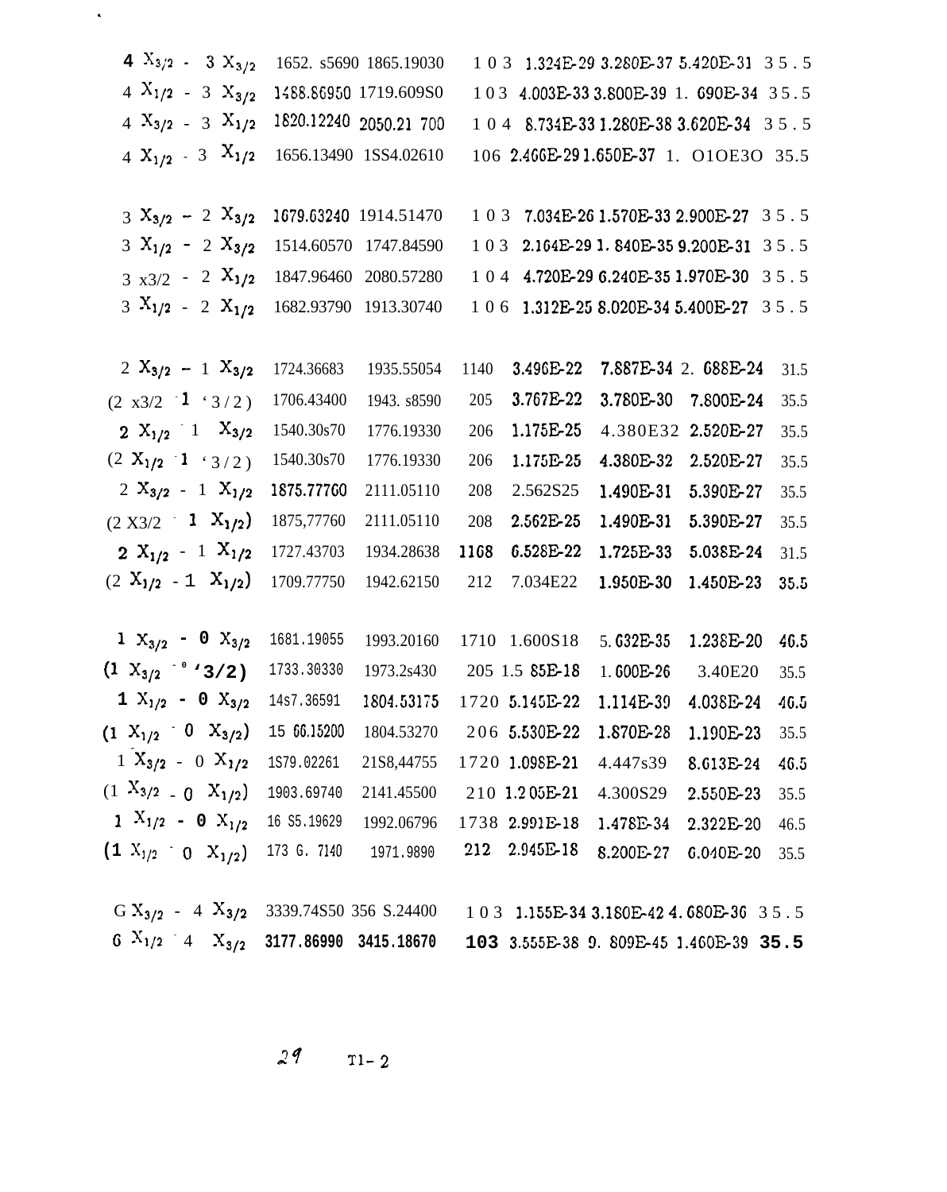| | | | | | | | |
|---|---|---|---|---|---|---|---|
| $4\ X_{3/2}$ - $3\ X_{3/2}$ | 1652. s5690 | 1865.19030 | 103 | 1.324E-29 | 3.280E-37 | 5.420E-31 | 35.5 |
| $4\ X_{1/2}$ - $3\ X_{3/2}$ | 1488.86950 | 1719.609S0 | 103 | 4.003E-33 | 3.800E-39 | 1. 690E-34 | 35.5 |
| $4\ X_{3/2}$ - $3\ X_{1/2}$ | 1820.12240 | 2050.21 700 | 104 | 8.734E-33 | 1.280E-38 | 3.620E-34 | 35.5 |
| $4\ X_{1/2}$ - $3\ X_{1/2}$ | 1656.13490 | 1SS4.02610 | 106 | 2.466E-29 | 1.650E-37 | 1. O1OE3O | 35.5 |
| | | | | | | | |
| $3\ X_{3/2}$ - $2\ X_{3/2}$ | 1679.63240 | 1914.51470 | 103 | 7.034E-26 | 1.570E-33 | 2.900E-27 | 35.5 |
| $3\ X_{1/2}$ - $2\ X_{3/2}$ | 1514.60570 | 1747.84590 | 103 | 2.164E-29 | 1. 840E-35 | 9.200E-31 | 35.5 |
| 3 x3/2 - $2\ X_{1/2}$ | 1847.96460 | 2080.57280 | 104 | 4.720E-29 | 6.240E-35 | 1.970E-30 | 35.5 |
| $3\ X_{1/2}$ - $2\ X_{1/2}$ | 1682.93790 | 1913.30740 | 106 | 1.312E-25 | 8.020E-34 | 5.400E-27 | 35.5 |
| | | | | | | | |
| $2\ X_{3/2}$ - $1\ X_{3/2}$ | 1724.36683 | 1935.55054 | 1140 | 3.496E-22 | 7.887E-34 | 2. 688E-24 | 31.5 |
| (2 x3/2 - 1 '3/2) | 1706.43400 | 1943. s8590 | 205 | 3.767E-22 | 3.780E-30 | 7.800E-24 | 35.5 |
| $2\ X_{1/2}$ - $1\ X_{3/2}$ | 1540.30s70 | 1776.19330 | 206 | 1.175E-25 | 4.380E32 | 2.520E-27 | 35.5 |
| ($2\ X_{1/2}$ - 1 '3/2) | 1540.30s70 | 1776.19330 | 206 | 1.175E-25 | 4.380E-32 | 2.520E-27 | 35.5 |
| $2\ X_{3/2}$ - $1\ X_{1/2}$ | 1875.77760 | 2111.05110 | 208 | 2.562S25 | 1.490E-31 | 5.390E-27 | 35.5 |
| (2 X3/2 - $1\ X_{1/2}$) | 1875,77760 | 2111.05110 | 208 | 2.562E-25 | 1.490E-31 | 5.390E-27 | 35.5 |
| $2\ X_{1/2}$ - $1\ X_{1/2}$ | 1727.43703 | 1934.28638 | 1168 | 6.528E-22 | 1.725E-33 | 5.038E-24 | 31.5 |
| ($2\ X_{1/2}$ - $1\ X_{1/2}$) | 1709.77750 | 1942.62150 | 212 | 7.034E22 | 1.950E-30 | 1.450E-23 | 35.5 |
| | | | | | | | |
| $1\ X_{3/2}$ - $0\ X_{3/2}$ | 1681.19055 | 1993.20160 | 1710 | 1.600S18 | 5.632E-35 | 1.238E-20 | 46.5 |
| ($1\ X_{3/2}$ - 0 '3/2) | 1733.30330 | 1973.2s430 | 205 | 1.5 85E-18 | 1.600E-26 | 3.40E20 | 35.5 |
| $1\ X_{1/2}$ - $0\ X_{3/2}$ | 14s7.36591 | 1804.53175 | 1720 | 5.145E-22 | 1.114E-39 | 4.038E-24 | 46.5 |
| ($1\ X_{1/2}$ - $0\ X_{3/2}$) | 15 66.15200 | 1804.53270 | 206 | 5.530E-22 | 1.870E-28 | 1.190E-23 | 35.5 |
| $1\ X_{3/2}$ - $0\ X_{1/2}$ | 1S79.02261 | 21S8,44755 | 1720 | 1.098E-21 | 4.447s39 | 8.613E-24 | 46.5 |
| ($1\ X_{3/2}$ - $0\ X_{1/2}$) | 1903.69740 | 2141.45500 | 210 | 1.2 05E-21 | 4.300S29 | 2.550E-23 | 35.5 |
| $1\ X_{1/2}$ - $0\ X_{1/2}$ | 16 S5.19629 | 1992.06796 | 1738 | 2.991E-18 | 1.478E-34 | 2.322E-20 | 46.5 |
| ($1\ X_{1/2}$ - $0\ X_{1/2}$) | 173 G. 7140 | 1971.9890 | 212 | 2.945E-18 | 8.200E-27 | 6.040E-20 | 35.5 |
| | | | | | | | |
| $G\ X_{3/2}$ - $4\ X_{3/2}$ | 3339.74S50 | 356 S.24400 | 103 | 1.155E-34 | 3.180E-42 | 4.680E-36 | 35.5 |
| $6\ X_{1/2}$ - $4\ X_{3/2}$ | 3177.86990 | 3415.18670 | 103 | 3.555E-38 | 9. 809E-45 | 1.460E-39 | 35.5 |

T1-2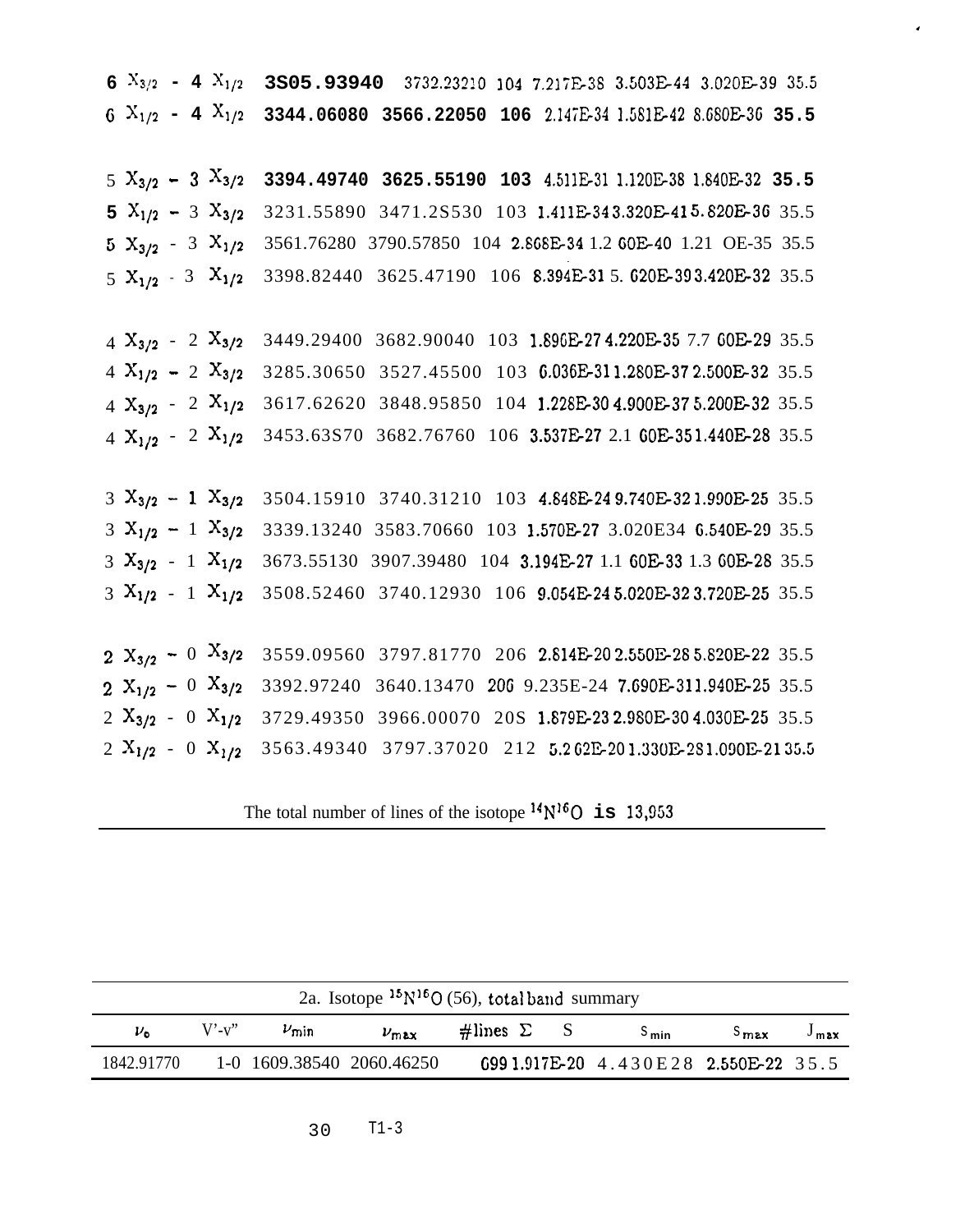| | | | | | | | |
|---|---|---|---|---|---|---|---|
| 6 $X_{3/2}$ - 4 $X_{1/2}$ | 3S05.93940 | 3732.23210 | 104 | 7.217E-38 | 3.503E-44 | 3.020E-39 | 35.5 |
| 6 $X_{1/2}$ - 4 $X_{1/2}$ | 3344.06080 | 3566.22050 | 106 | 2.147E-34 | 1.581E-42 | 8.680E-36 | 35.5 |
| | | | | | | | |
| 5 $X_{3/2}$ - 3 $X_{3/2}$ | 3394.49740 | 3625.55190 | 103 | 4.511E-31 | 1.120E-38 | 1.840E-32 | 35.5 |
| 5 $X_{1/2}$ - 3 $X_{3/2}$ | 3231.55890 | 3471.2S530 | 103 | 1.411E-34 | 3.320E-41 | 5.820E-36 | 35.5 |
| 5 $X_{3/2}$ - 3 $X_{1/2}$ | 3561.76280 | 3790.57850 | 104 | 2.868E-34 | 1.2 60E-40 | 1.21 OE-35 | 35.5 |
| 5 $X_{1/2}$ - 3 $X_{1/2}$ | 3398.82440 | 3625.47190 | 106 | 8.394E-31 | 5. 620E-39 | 3.420E-32 | 35.5 |
| | | | | | | | |
| 4 $X_{3/2}$ - 2 $X_{3/2}$ | 3449.29400 | 3682.90040 | 103 | 1.896E-27 | 4.220E-35 | 7.7 60E-29 | 35.5 |
| 4 $X_{1/2}$ - 2 $X_{3/2}$ | 3285.30650 | 3527.45500 | 103 | 6.036E-31 | 1.280E-37 | 2.500E-32 | 35.5 |
| 4 $X_{3/2}$ - 2 $X_{1/2}$ | 3617.62620 | 3848.95850 | 104 | 1.228E-30 | 4.900E-37 | 5.200E-32 | 35.5 |
| 4 $X_{1/2}$ - 2 $X_{1/2}$ | 3453.63S70 | 3682.76760 | 106 | 3.537E-27 | 2.1 60E-35 | 1.440E-28 | 35.5 |
| | | | | | | | |
| 3 $X_{3/2}$ - 1 $X_{3/2}$ | 3504.15910 | 3740.31210 | 103 | 4.848E-24 | 9.740E-32 | 1.990E-25 | 35.5 |
| 3 $X_{1/2}$ - 1 $X_{3/2}$ | 3339.13240 | 3583.70660 | 103 | 1.570E-27 | 3.020E34 | 6.540E-29 | 35.5 |
| 3 $X_{3/2}$ - 1 $X_{1/2}$ | 3673.55130 | 3907.39480 | 104 | 3.194E-27 | 1.1 60E-33 | 1.3 60E-28 | 35.5 |
| 3 $X_{1/2}$ - 1 $X_{1/2}$ | 3508.52460 | 3740.12930 | 106 | 9.054E-24 | 5.020E-32 | 3.720E-25 | 35.5 |
| | | | | | | | |
| 2 $X_{3/2}$ - 0 $X_{3/2}$ | 3559.09560 | 3797.81770 | 206 | 2.814E-20 | 2.550E-28 | 5.820E-22 | 35.5 |
| 2 $X_{1/2}$ - 0 $X_{3/2}$ | 3392.97240 | 3640.13470 | 206 | 9.235E-24 | 7.690E-31 | 1.940E-25 | 35.5 |
| 2 $X_{3/2}$ - 0 $X_{1/2}$ | 3729.49350 | 3966.00070 | 20S | 1.879E-23 | 2.980E-30 | 4.030E-25 | 35.5 |
| 2 $X_{1/2}$ - 0 $X_{1/2}$ | 3563.49340 | 3797.37020 | 212 | 5.262E-20 | 1.330E-28 | 1.090E-21 | 35.5 |

The total number of lines of the isotope $^{14}N^{16}O$ is 13,953

2a. Isotope $^{15}N^{16}O$ (56), total band summary

| $\nu_o$ | V'-v" | $\nu_{min}$ | $\nu_{max}$ | #lines | Σ S | $S_{min}$ | $S_{max}$ | $J_{max}$ |
|---|---|---|---|---|---|---|---|---|
| 1842.91770 | 1-0 | 1609.38540 | 2060.46250 | 699 | 1.917E-20 | 4.430E28 | 2.550E-22 | 35.5 |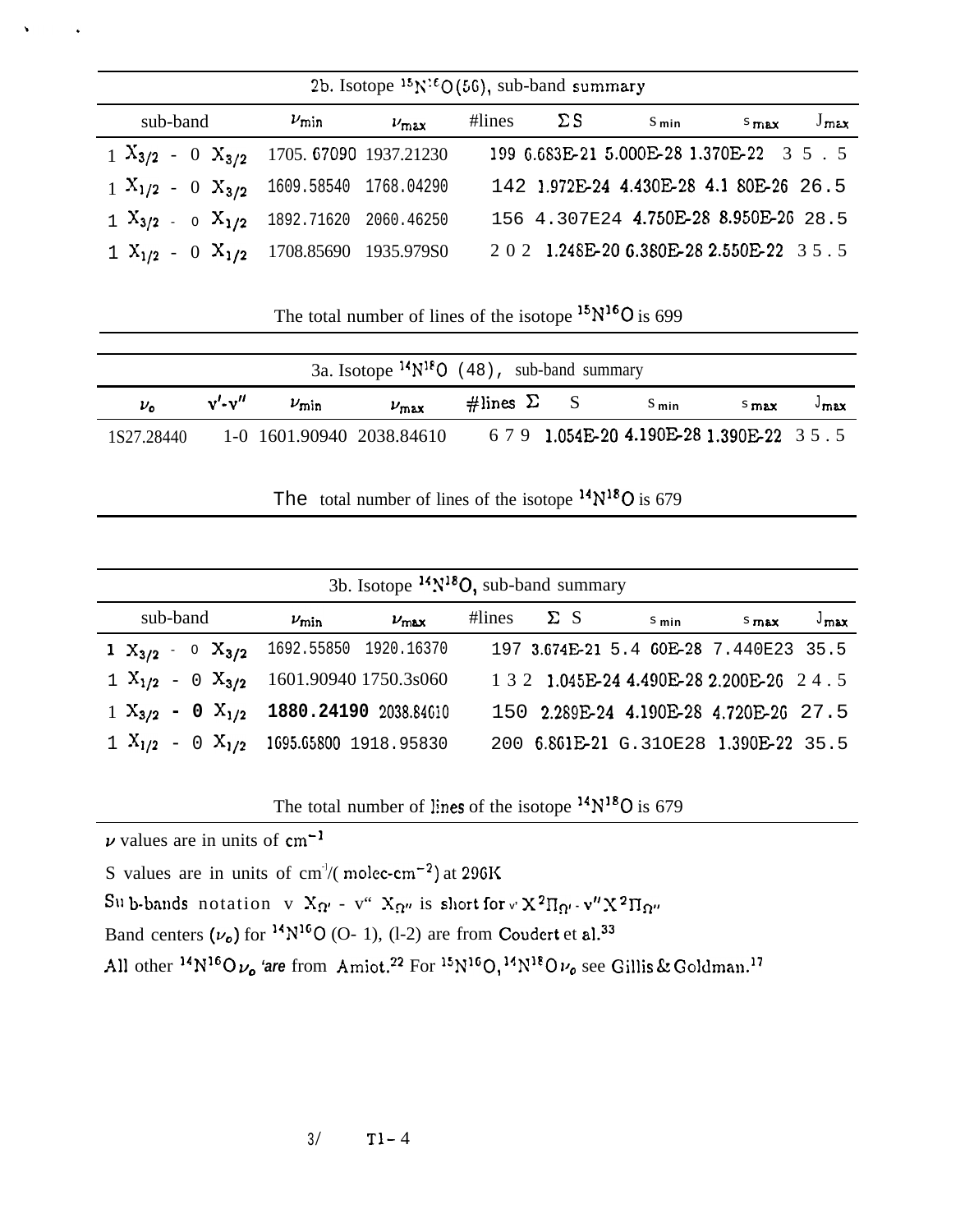| 2b. Isotope $^{15}N^{16}O$ (56), sub-band summary | | | | | | | |
|---|---|---|---|---|---|---|---|
| sub-band | $\nu_{min}$ | $\nu_{max}$ | #lines | $\Sigma S$ | $S_{min}$ | $S_{max}$ | $J_{max}$ |
| $1\ X_{3/2}$ - $0\ X_{3/2}$ | 1705.67090 | 1937.21230 | 199 | 6.683E-21 | 5.000E-28 | 1.370E-22 | 35.5 |
| $1\ X_{1/2}$ - $0\ X_{3/2}$ | 1609.58540 | 1768.04290 | 142 | 1.972E-24 | 4.430E-28 | 4.180E-26 | 26.5 |
| $1\ X_{3/2}$ - $0\ X_{1/2}$ | 1892.71620 | 2060.46250 | 156 | 4.307E24 | 4.750E-28 | 8.950E-26 | 28.5 |
| $1\ X_{1/2}$ - $0\ X_{1/2}$ | 1708.85690 | 1935.97950 | 202 | 1.248E-20 | 6.380E-28 | 2.550E-22 | 35.5 |

The total number of lines of the isotope $^{15}N^{16}O$ is 699

| 3a. Isotope $^{14}N^{18}O$ (48), sub-band summary | | | | | | | | |
|---|---|---|---|---|---|---|---|---|
| $\nu_o$ | $v'$-$v''$ | $\nu_{min}$ | $\nu_{max}$ | #lines | $\Sigma S$ | $S_{min}$ | $S_{max}$ | $J_{max}$ |
| 1S27.28440 | 1-0 | 1601.90940 | 2038.84610 | 679 | 1.054E-20 | 4.190E-28 | 1.390E-22 | 35.5 |

The total number of lines of the isotope $^{14}N^{18}O$ is 679

| 3b. Isotope $^{14}N^{18}O$, sub-band summary | | | | | | | |
|---|---|---|---|---|---|---|---|
| sub-band | $\nu_{min}$ | $\nu_{max}$ | #lines | $\Sigma S$ | $S_{min}$ | $S_{max}$ | $J_{max}$ |
| $1\ X_{3/2}$ - $0\ X_{3/2}$ | 1692.55850 | 1920.16370 | 197 | 3.674E-21 | 5.460E-28 | 7.440E23 | 35.5 |
| $1\ X_{1/2}$ - $0\ X_{3/2}$ | 1601.90940 | 1750.3s060 | 132 | 1.045E-24 | 4.490E-28 | 2.200E-26 | 24.5 |
| $1\ X_{3/2}$ - $0\ X_{1/2}$ | 1880.24190 | 2038.84610 | 150 | 2.289E-24 | 4.190E-28 | 4.720E-26 | 27.5 |
| $1\ X_{1/2}$ - $0\ X_{1/2}$ | 1695.65800 | 1918.95830 | 200 | 6.861E-21 | 6.310E28 | 1.390E-22 | 35.5 |

The total number of lines of the isotope $^{14}N^{18}O$ is 679

$\nu$ values are in units of $cm^{-1}$

S values are in units of $cm^{-1}/(molec\text{-}cm^{-2})$ at 296K

Sub-bands notation $v\ X_{\Omega'}$ - $v''\ X_{\Omega''}$ is short for $v'\ X^2\Pi_{\Omega'}$ - $v''\ X^2\Pi_{\Omega''}$

Band centers ($\nu_o$) for $^{14}N^{16}O$ (0- 1), (1-2) are from Coudert et al.[33]

All other $^{14}N^{16}O\ \nu_o$ are from Amiot.[22] For $^{15}N^{16}O$, $^{14}N^{18}O\ \nu_o$ see Gillis & Goldman.[17]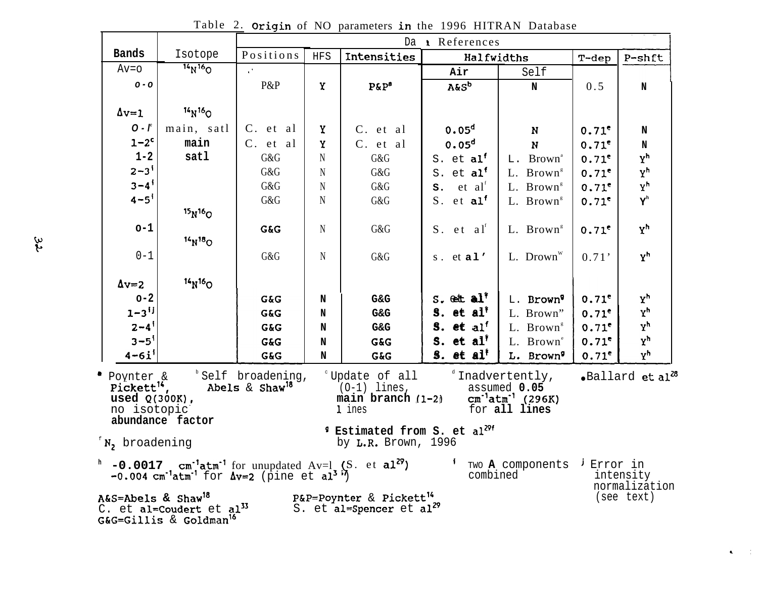Table 2. Origin of NO parameters in the 1996 HITRAN Database

| Bands | Isotope | Data References | | | | | | |
|---|---|---|---|---|---|---|---|---|
| | | Positions | HFS | Intensities | Halfwidths | | T-dep | P-shft |
| | | | | | Air | Self | | |
| Δv=0 | $^{14}N^{16}O$ | | | | | | | |
| 0-0 | | P&P | Y | P&P[a] | A&S[b] | N | 0.5 | N |
| Δv=1 | $^{14}N^{16}O$ | | | | | | | |
| 0-1[c] | main, satl | C. et al | Y | C. et al | 0.05[d] | N | 0.71[e] | N |
| 1-2[c] | main | C. et al | Y | C. et al | 0.05[d] | N | 0.71[e] | N |
| 1-2 | satl | G&G | N | G&G | S. et al[f] | L. Brown[g] | 0.71[e] | Y[h] |
| 2-3[i] | | G&G | N | G&G | S. et al[f] | L. Brown[g] | 0.71[e] | Y[h] |
| 3-4[i] | | G&G | N | G&G | S. et al[f] | L. Brown[g] | 0.71[e] | Y[h] |
| 4-5[i] | | G&G | N | G&G | S. et al[f] | L. Brown[g] | 0.71[e] | Y[h] |
| | $^{15}N^{16}O$ | | | | | | | |
| 0-1 | | G&G | N | G&G | S. et al[f] | L. Brown[g] | 0.71[e] | Y[h] |
| | $^{14}N^{18}O$ | | | | | | | |
| 0-1 | | G&G | N | G&G | S. et al[f] | L. Brown[g] | 0.71[e] | Y[h] |
| Δv=2 | $^{14}N^{16}O$ | | | | | | | |
| 0-2 | | G&G | N | G&G | S. et al[f] | L. Brown[g] | 0.71[e] | Y[h] |
| 1-3[i,j] | | G&G | N | G&G | S. et al[f] | L. Brown[g] | 0.71[e] | Y[h] |
| 2-4[i] | | G&G | N | G&G | S. et al[f] | L. Brown[g] | 0.71[e] | Y[h] |
| 3-5[i] | | G&G | N | G&G | S. et al[f] | L. Brown[g] | 0.71[e] | Y[h] |
| 4-6[i] | | G&G | N | G&G | S. et al[f] | L. Brown[g] | 0.71[e] | Y[h] |

[a] Poynter & Pickett[14], used Q(300K), no isotopic abundance factor

[b] Self broadening, Abels & Shaw[18]

[c] Update of all (0-1) lines, main branch (1-2) lines

[d] Inadvertently, assumed 0.05 $cm^{-1}atm^{-1}$ (296K) for all lines

[e] Ballard et al[28]

[f] $N_2$ broadening

[g] Estimated from S. et al[29f] by L.R. Brown, 1996

[h] -0.0017 $cm^{-1}atm^{-1}$ for unupdated Δv=1 (S. et al[29]) -0.004 $cm^{-1}atm^{-1}$ for Δv=2 (pine et al[3?])

[i] Two Λ components combined

[j] Error in intensity normalization (see text)

A&S=Abels & Shaw[18]
C. et al=Coudert et al[33]
G&G=Gillis & Goldman[16]
P&P=Poynter & Pickett[14]
S. et al=Spencer et al[29]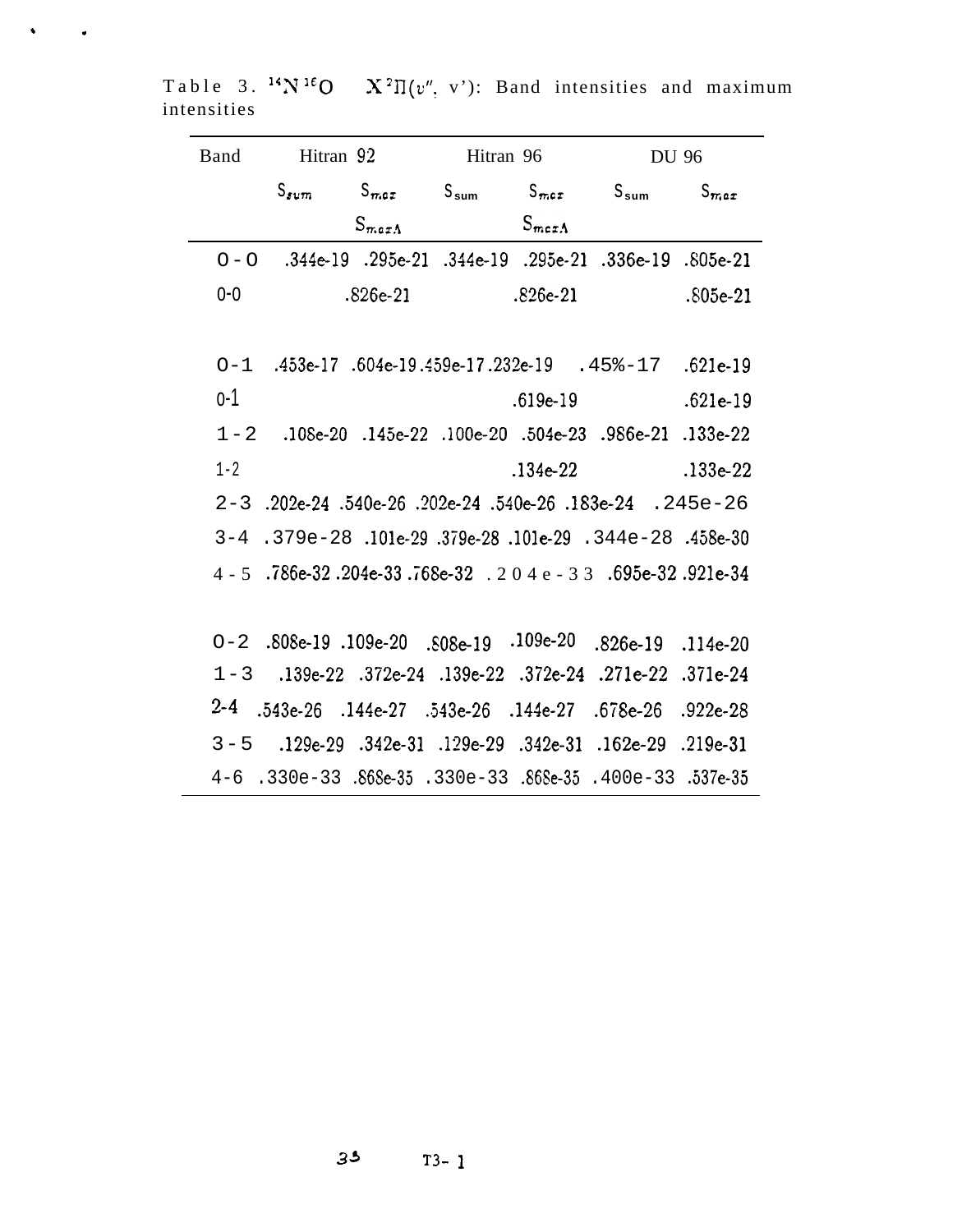Table 3. $^{14}N^{16}O$ $X^2\Pi(v'', v')$: Band intensities and maximum intensities

| Band | Hitran 92 | | Hitran 96 | | DU 96 | |
|---|---|---|---|---|---|---|
| | $S_{sum}$ | $S_{max}$ | $S_{sum}$ | $S_{max}$ | $S_{sum}$ | $S_{max}$ |
| | | $S_{max\Lambda}$ | | $S_{max\Lambda}$ | | |
| 0-0 | .344e-19 | .295e-21 | .344e-19 | .295e-21 | .336e-19 | .805e-21 |
| 0-0 | | .826e-21 | | .826e-21 | | .805e-21 |
| | | | | | | |
| 0-1 | .453e-17 | .604e-19 | .459e-17 | .232e-19 | .45%-17 | .621e-19 |
| 0-1 | | | | .619e-19 | | .621e-19 |
| 1-2 | .108e-20 | .145e-22 | .100e-20 | .504e-23 | .986e-21 | .133e-22 |
| 1-2 | | | | .134e-22 | | .133e-22 |
| 2-3 | .202e-24 | .540e-26 | .202e-24 | .540e-26 | .183e-24 | .245e-26 |
| 3-4 | .379e-28 | .101e-29 | .379e-28 | .101e-29 | .344e-28 | .458e-30 |
| 4-5 | .786e-32 | .204e-33 | .768e-32 | .204e-33 | .695e-32 | .921e-34 |
| | | | | | | |
| 0-2 | .808e-19 | .109e-20 | .808e-19 | .109e-20 | .826e-19 | .114e-20 |
| 1-3 | .139e-22 | .372e-24 | .139e-22 | .372e-24 | .271e-22 | .371e-24 |
| 2-4 | .543e-26 | .144e-27 | .543e-26 | .144e-27 | .678e-26 | .922e-28 |
| 3-5 | .129e-29 | .342e-31 | .129e-29 | .342e-31 | .162e-29 | .219e-31 |
| 4-6 | .330e-33 | .868e-35 | .330e-33 | .868e-35 | .400e-33 | .537e-35 |

T3-1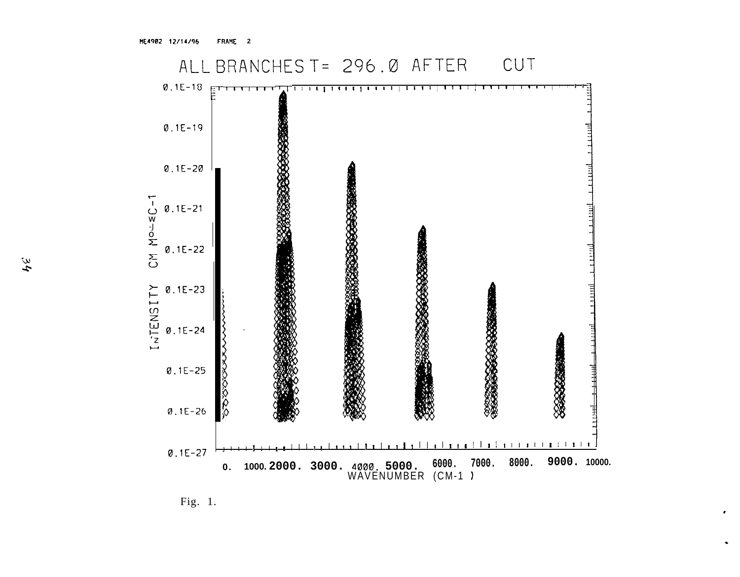Fig. 1.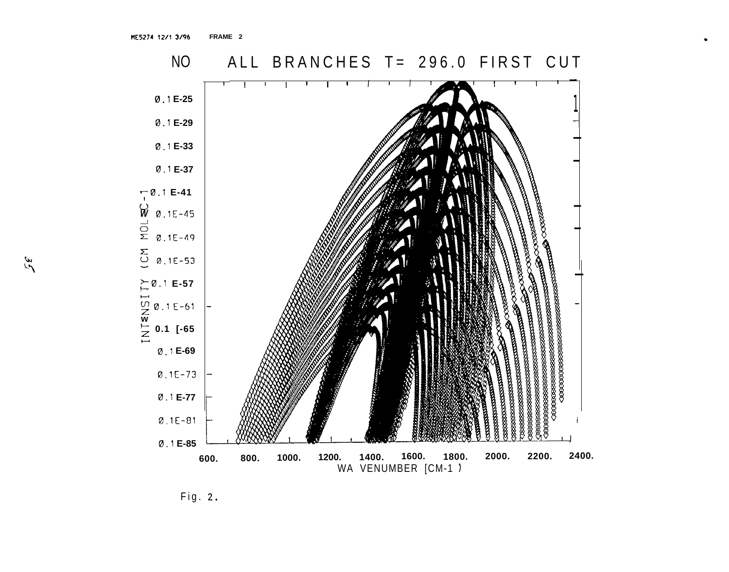ME5274 12/13/96 FRAME 2

NO ALL BRANCHES T= 296.0 FIRST CUT

INTENSITY (CM MOLEC-1)

0.1E-25
0.1E-29
0.1E-33
0.1E-37
0.1E-41
0.1E-45
0.1E-49
0.1E-53
0.1E-57
0.1E-61
0.1E-65
0.1E-69
0.1E-73
0.1E-77
0.1E-81
0.1E-85

600. 800. 1000. 1200. 1400. 1600. 1800. 2000. 2200. 2400.

WAVENUMBER [CM-1]

Fig. 2.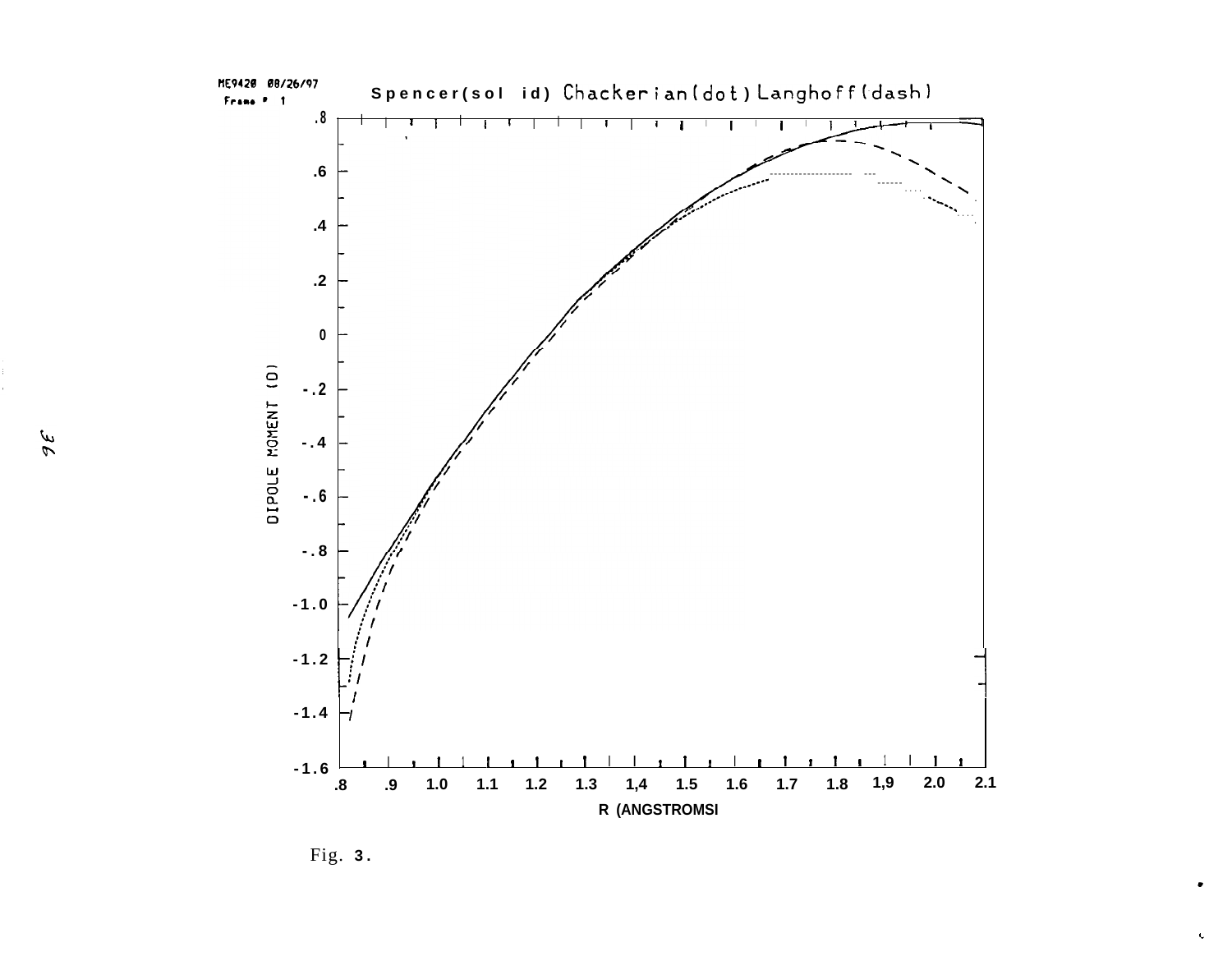ME9420 08/26/97

Frame # 1

Spencer(solid) Chackerian(dot) Langhoff(dash)

DIPOLE MOMENT (D)

R (ANGSTROMS)

Fig. 3.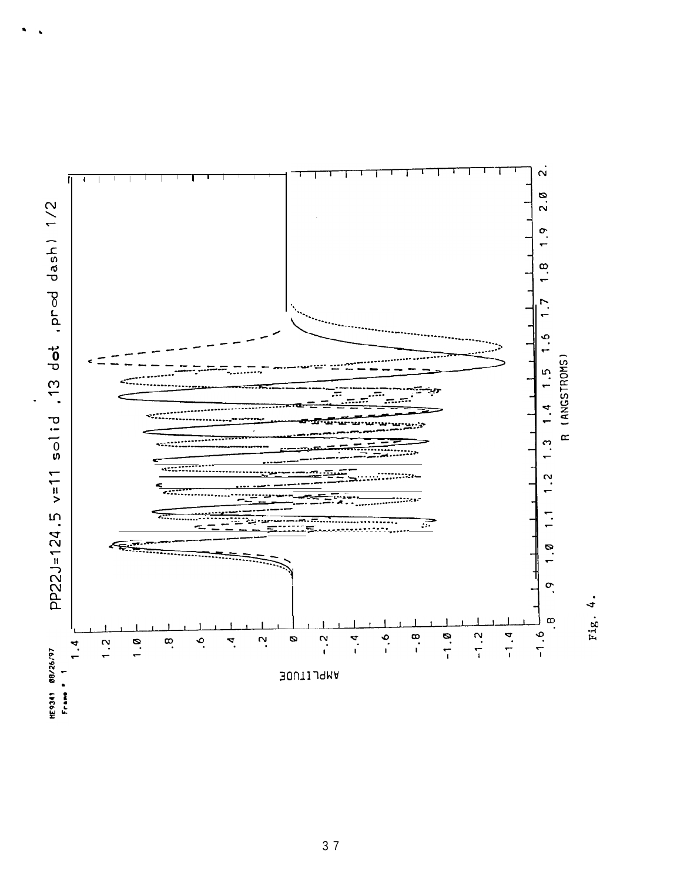ME9341 08/26/97
Frame # 1

PP22J=124.5 v=11 solid ,13 dot ,prod dash) 1/2

AMPLITUDE

1.4
1.2
1.0
.8
.6
.4
.2
0
-.2
-.4
-.6
-.8
-1.0
-1.2
-1.4
-1.6

.8 .9 1.0 1.1 1.2 1.3 1.4 1.5 1.6 1.7 1.8 1.9 2.0 2.

R (ANGSTROMS)

Fig. 4.